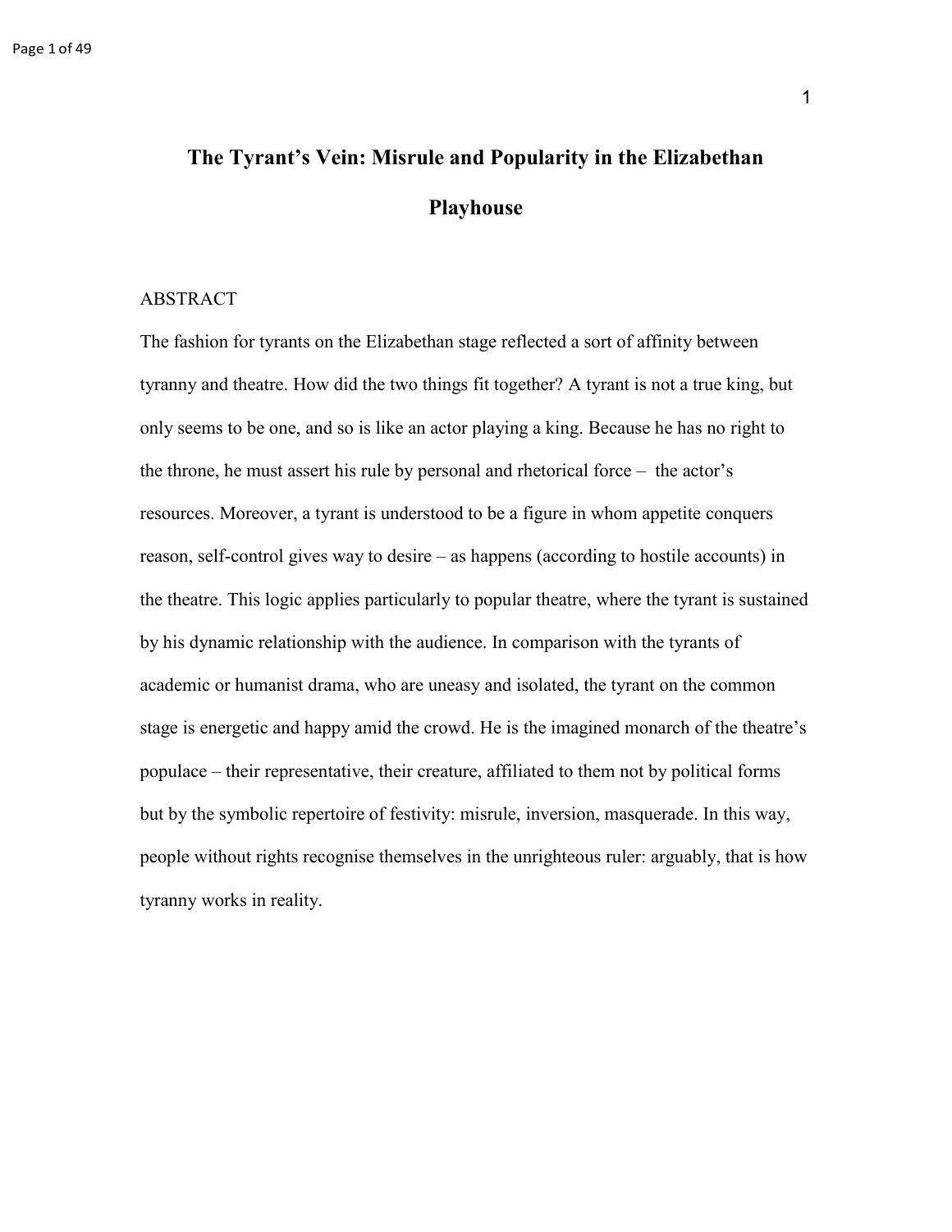# The Tyrant's Vein: Misrule and Popularity in the Elizabethan Playhouse

ABSTRACT

The fashion for tyrants on the Elizabethan stage reflected a sort of affinity between tyranny and theatre. How did the two things fit together? A tyrant is not a true king, but only seems to be one, and so is like an actor playing a king. Because he has no right to the throne, he must assert his rule by personal and rhetorical force – the actor's resources. Moreover, a tyrant is understood to be a figure in whom appetite conquers reason, self-control gives way to desire – as happens (according to hostile accounts) in the theatre. This logic applies particularly to popular theatre, where the tyrant is sustained by his dynamic relationship with the audience. In comparison with the tyrants of academic or humanist drama, who are uneasy and isolated, the tyrant on the common stage is energetic and happy amid the crowd. He is the imagined monarch of the theatre's populace – their representative, their creature, affiliated to them not by political forms but by the symbolic repertoire of festivity: misrule, inversion, masquerade. In this way, people without rights recognise themselves in the unrighteous ruler: arguably, that is how tyranny works in reality.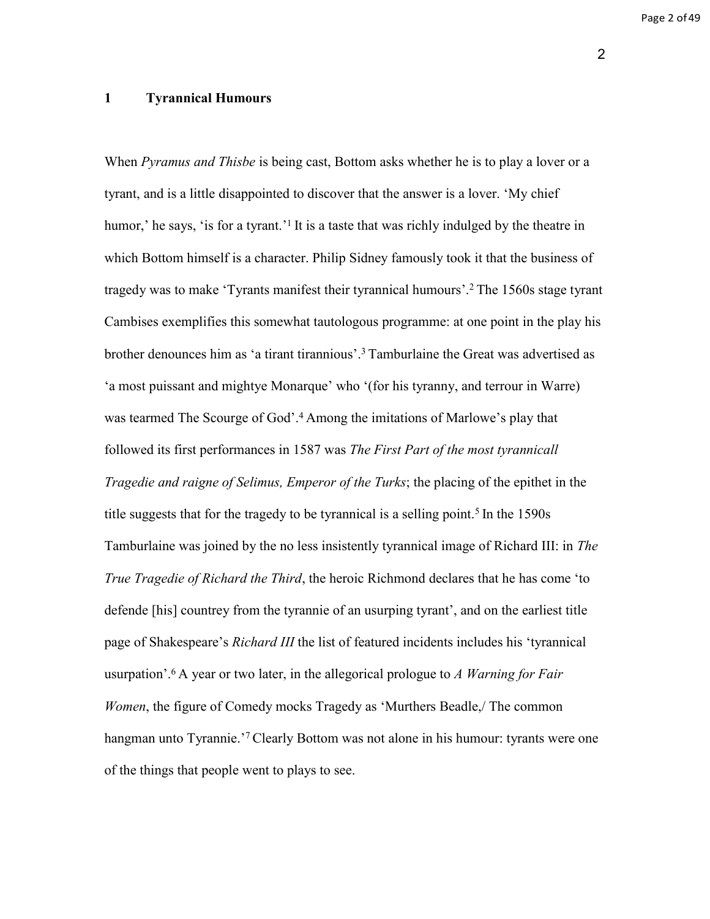# 1 Tyrannical Humours

When *Pyramus and Thisbe* is being cast, Bottom asks whether he is to play a lover or a tyrant, and is a little disappointed to discover that the answer is a lover. 'My chief humor,' he says, 'is for a tyrant.'[1] It is a taste that was richly indulged by the theatre in which Bottom himself is a character. Philip Sidney famously took it that the business of tragedy was to make 'Tyrants manifest their tyrannical humours'.[2] The 1560s stage tyrant Cambises exemplifies this somewhat tautologous programme: at one point in the play his brother denounces him as 'a tirant tirannious'.[3] Tamburlaine the Great was advertised as 'a most puissant and mightye Monarque' who '(for his tyranny, and terrour in Warre) was tearmed The Scourge of God'.[4] Among the imitations of Marlowe's play that followed its first performances in 1587 was *The First Part of the most tyrannicall Tragedie and raigne of Selimus, Emperor of the Turks*; the placing of the epithet in the title suggests that for the tragedy to be tyrannical is a selling point.[5] In the 1590s Tamburlaine was joined by the no less insistently tyrannical image of Richard III: in *The True Tragedie of Richard the Third*, the heroic Richmond declares that he has come 'to defende [his] countrey from the tyrannie of an usurping tyrant', and on the earliest title page of Shakespeare's *Richard III* the list of featured incidents includes his 'tyrannical usurpation'.[6] A year or two later, in the allegorical prologue to *A Warning for Fair Women*, the figure of Comedy mocks Tragedy as 'Murthers Beadle,/ The common hangman unto Tyrannie.'[7] Clearly Bottom was not alone in his humour: tyrants were one of the things that people went to plays to see.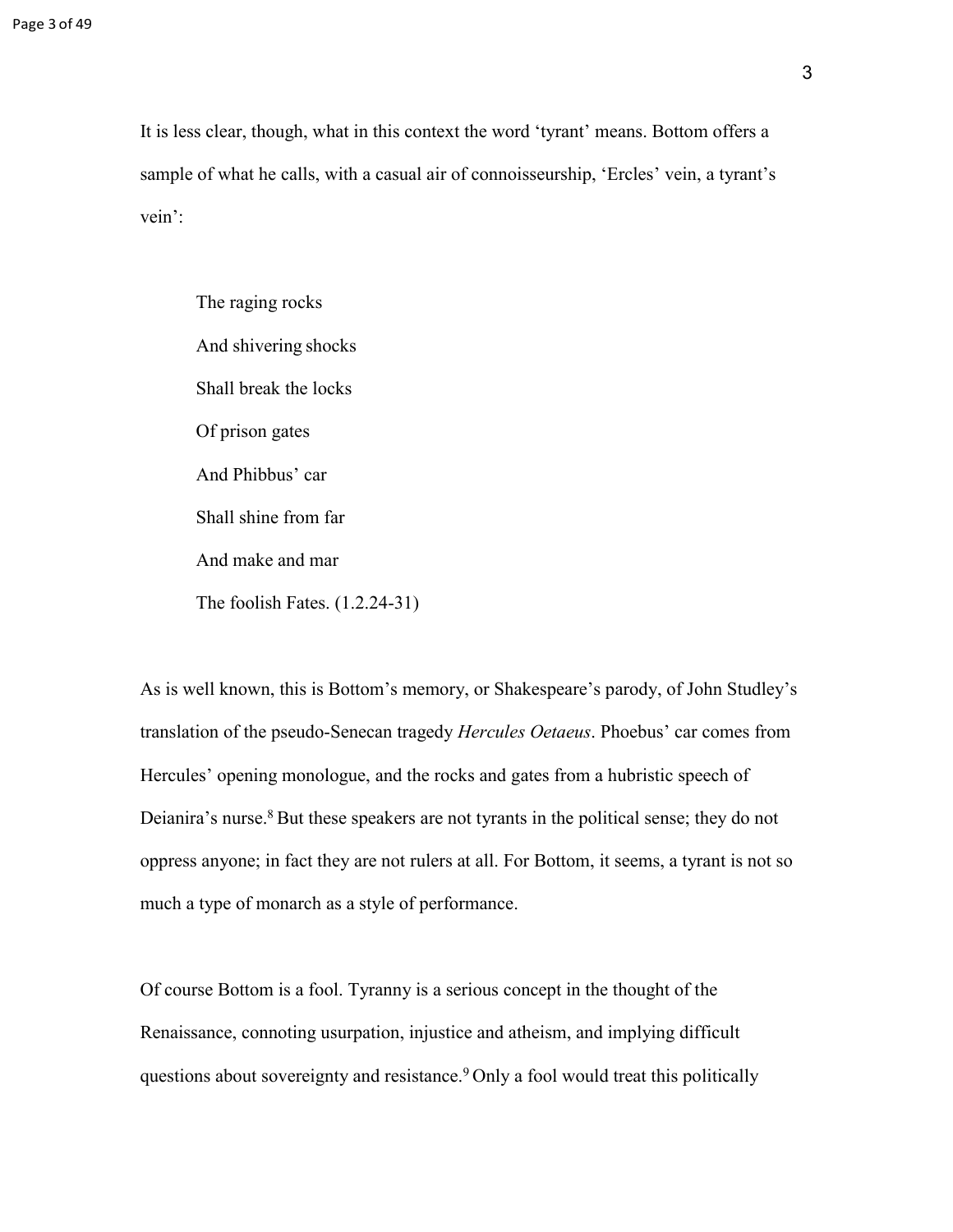It is less clear, though, what in this context the word 'tyrant' means. Bottom offers a sample of what he calls, with a casual air of connoisseurship, 'Ercles' vein, a tyrant's vein':

> The raging rocks
> And shivering shocks
> Shall break the locks
> Of prison gates
> And Phibbus' car
> Shall shine from far
> And make and mar
> The foolish Fates. (1.2.24-31)

As is well known, this is Bottom's memory, or Shakespeare's parody, of John Studley's translation of the pseudo-Senecan tragedy *Hercules Oetaeus*. Phoebus' car comes from Hercules' opening monologue, and the rocks and gates from a hubristic speech of Deianira's nurse.[8] But these speakers are not tyrants in the political sense; they do not oppress anyone; in fact they are not rulers at all. For Bottom, it seems, a tyrant is not so much a type of monarch as a style of performance.

Of course Bottom is a fool. Tyranny is a serious concept in the thought of the Renaissance, connoting usurpation, injustice and atheism, and implying difficult questions about sovereignty and resistance.[9] Only a fool would treat this politically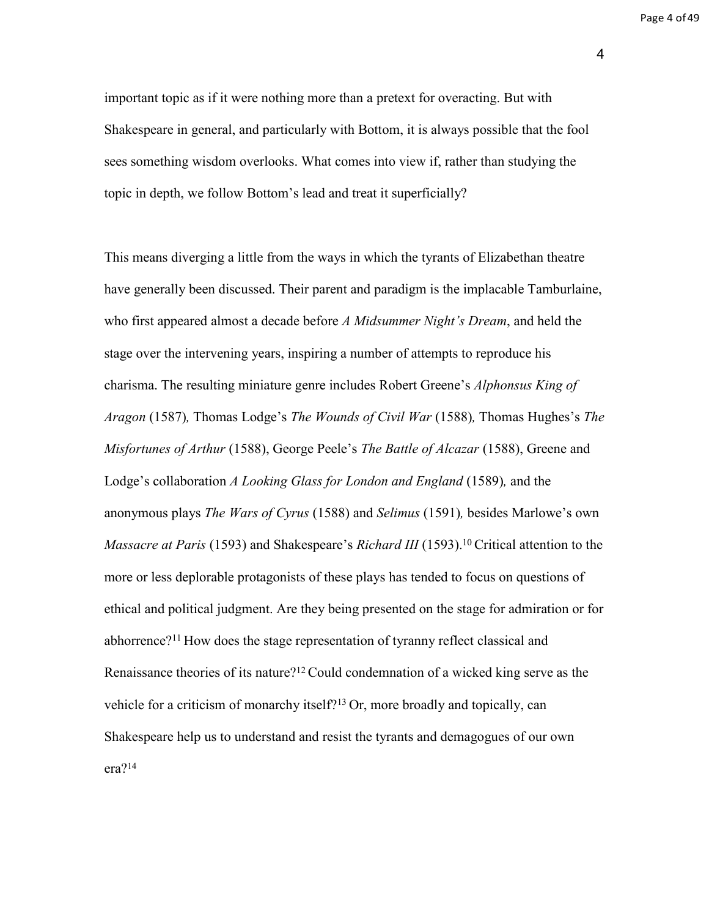important topic as if it were nothing more than a pretext for overacting. But with Shakespeare in general, and particularly with Bottom, it is always possible that the fool sees something wisdom overlooks. What comes into view if, rather than studying the topic in depth, we follow Bottom's lead and treat it superficially?

This means diverging a little from the ways in which the tyrants of Elizabethan theatre have generally been discussed. Their parent and paradigm is the implacable Tamburlaine, who first appeared almost a decade before *A Midsummer Night's Dream*, and held the stage over the intervening years, inspiring a number of attempts to reproduce his charisma. The resulting miniature genre includes Robert Greene's *Alphonsus King of Aragon* (1587)*,* Thomas Lodge's *The Wounds of Civil War* (1588)*,* Thomas Hughes's *The Misfortunes of Arthur* (1588), George Peele's *The Battle of Alcazar* (1588), Greene and Lodge's collaboration *A Looking Glass for London and England* (1589)*,* and the anonymous plays *The Wars of Cyrus* (1588) and *Selimus* (1591)*,* besides Marlowe's own *Massacre at Paris* (1593) and Shakespeare's *Richard III* (1593).[10] Critical attention to the more or less deplorable protagonists of these plays has tended to focus on questions of ethical and political judgment. Are they being presented on the stage for admiration or for abhorrence?[11] How does the stage representation of tyranny reflect classical and Renaissance theories of its nature?[12] Could condemnation of a wicked king serve as the vehicle for a criticism of monarchy itself?[13] Or, more broadly and topically, can Shakespeare help us to understand and resist the tyrants and demagogues of our own era?[14]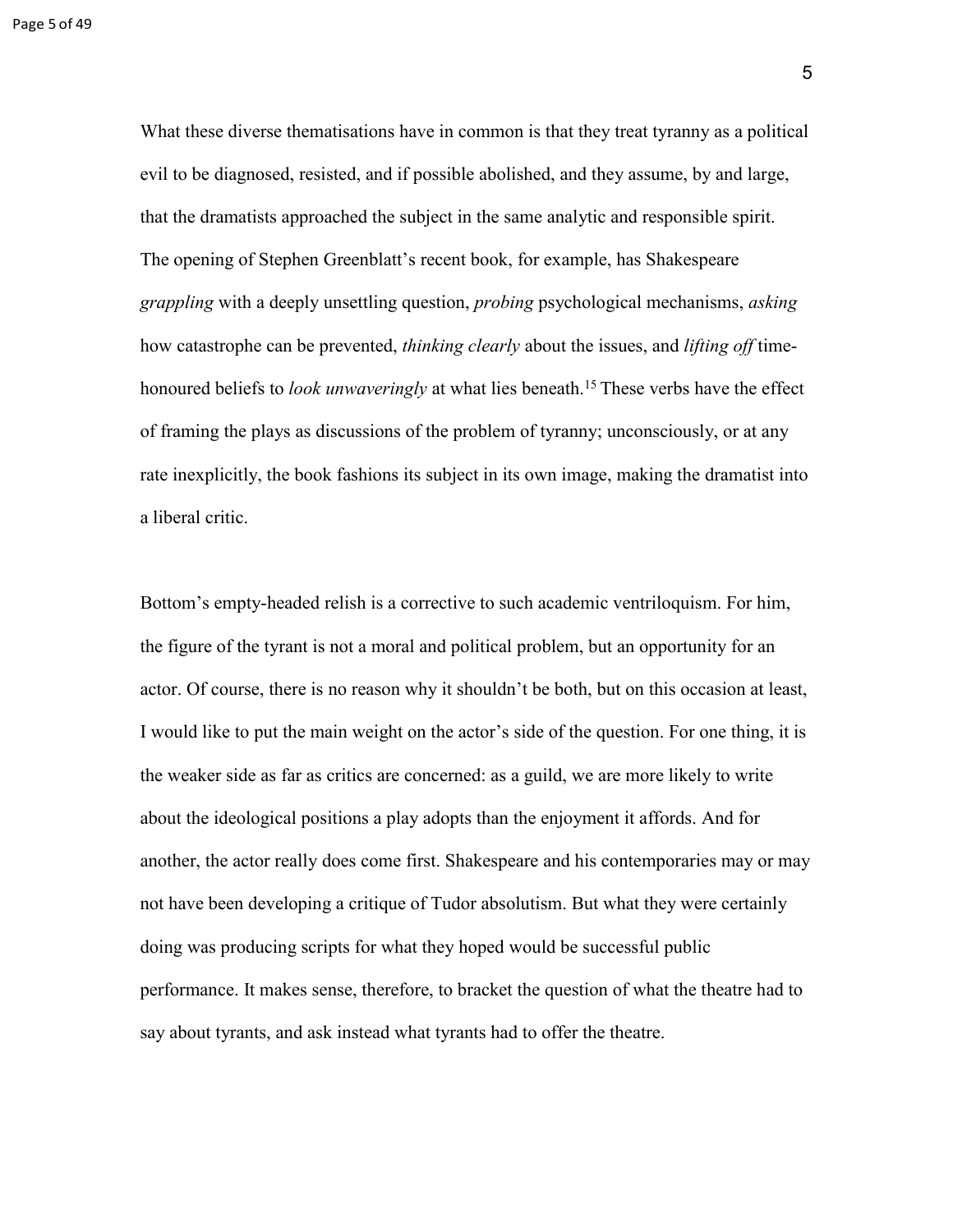What these diverse thematisations have in common is that they treat tyranny as a political evil to be diagnosed, resisted, and if possible abolished, and they assume, by and large, that the dramatists approached the subject in the same analytic and responsible spirit. The opening of Stephen Greenblatt's recent book, for example, has Shakespeare *grappling* with a deeply unsettling question, *probing* psychological mechanisms, *asking* how catastrophe can be prevented, *thinking clearly* about the issues, and *lifting off* time-honoured beliefs to *look unwaveringly* at what lies beneath.[15] These verbs have the effect of framing the plays as discussions of the problem of tyranny; unconsciously, or at any rate inexplicitly, the book fashions its subject in its own image, making the dramatist into a liberal critic.

Bottom's empty-headed relish is a corrective to such academic ventriloquism. For him, the figure of the tyrant is not a moral and political problem, but an opportunity for an actor. Of course, there is no reason why it shouldn't be both, but on this occasion at least, I would like to put the main weight on the actor's side of the question. For one thing, it is the weaker side as far as critics are concerned: as a guild, we are more likely to write about the ideological positions a play adopts than the enjoyment it affords. And for another, the actor really does come first. Shakespeare and his contemporaries may or may not have been developing a critique of Tudor absolutism. But what they were certainly doing was producing scripts for what they hoped would be successful public performance. It makes sense, therefore, to bracket the question of what the theatre had to say about tyrants, and ask instead what tyrants had to offer the theatre.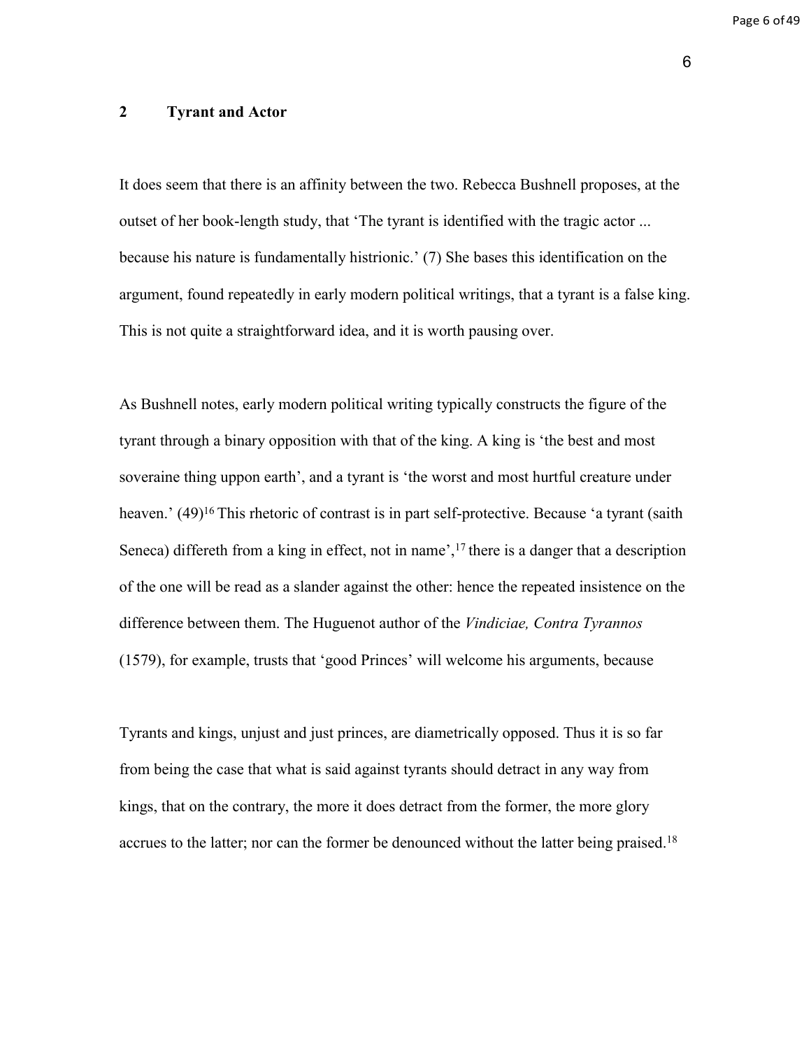## 2 Tyrant and Actor

It does seem that there is an affinity between the two. Rebecca Bushnell proposes, at the outset of her book-length study, that 'The tyrant is identified with the tragic actor ... because his nature is fundamentally histrionic.' (7) She bases this identification on the argument, found repeatedly in early modern political writings, that a tyrant is a false king. This is not quite a straightforward idea, and it is worth pausing over.

As Bushnell notes, early modern political writing typically constructs the figure of the tyrant through a binary opposition with that of the king. A king is 'the best and most soveraine thing uppon earth', and a tyrant is 'the worst and most hurtful creature under heaven.' (49)[16] This rhetoric of contrast is in part self-protective. Because 'a tyrant (saith Seneca) differeth from a king in effect, not in name',[17] there is a danger that a description of the one will be read as a slander against the other: hence the repeated insistence on the difference between them. The Huguenot author of the *Vindiciae, Contra Tyrannos* (1579), for example, trusts that 'good Princes' will welcome his arguments, because

Tyrants and kings, unjust and just princes, are diametrically opposed. Thus it is so far from being the case that what is said against tyrants should detract in any way from kings, that on the contrary, the more it does detract from the former, the more glory accrues to the latter; nor can the former be denounced without the latter being praised.[18]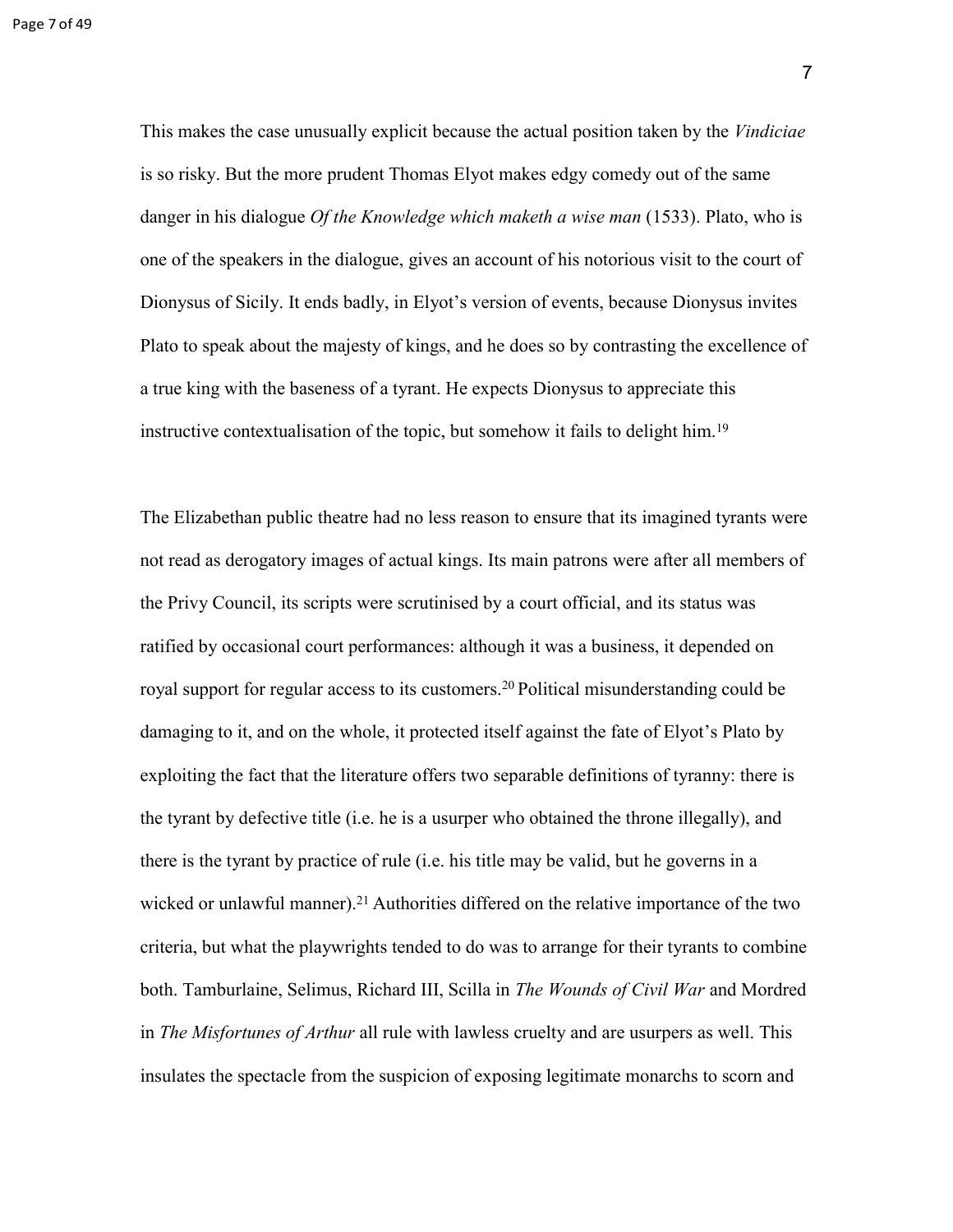This makes the case unusually explicit because the actual position taken by the *Vindiciae* is so risky. But the more prudent Thomas Elyot makes edgy comedy out of the same danger in his dialogue *Of the Knowledge which maketh a wise man* (1533). Plato, who is one of the speakers in the dialogue, gives an account of his notorious visit to the court of Dionysus of Sicily. It ends badly, in Elyot's version of events, because Dionysus invites Plato to speak about the majesty of kings, and he does so by contrasting the excellence of a true king with the baseness of a tyrant. He expects Dionysus to appreciate this instructive contextualisation of the topic, but somehow it fails to delight him.[19]

The Elizabethan public theatre had no less reason to ensure that its imagined tyrants were not read as derogatory images of actual kings. Its main patrons were after all members of the Privy Council, its scripts were scrutinised by a court official, and its status was ratified by occasional court performances: although it was a business, it depended on royal support for regular access to its customers.[20] Political misunderstanding could be damaging to it, and on the whole, it protected itself against the fate of Elyot's Plato by exploiting the fact that the literature offers two separable definitions of tyranny: there is the tyrant by defective title (i.e. he is a usurper who obtained the throne illegally), and there is the tyrant by practice of rule (i.e. his title may be valid, but he governs in a wicked or unlawful manner).[21] Authorities differed on the relative importance of the two criteria, but what the playwrights tended to do was to arrange for their tyrants to combine both. Tamburlaine, Selimus, Richard III, Scilla in *The Wounds of Civil War* and Mordred in *The Misfortunes of Arthur* all rule with lawless cruelty and are usurpers as well. This insulates the spectacle from the suspicion of exposing legitimate monarchs to scorn and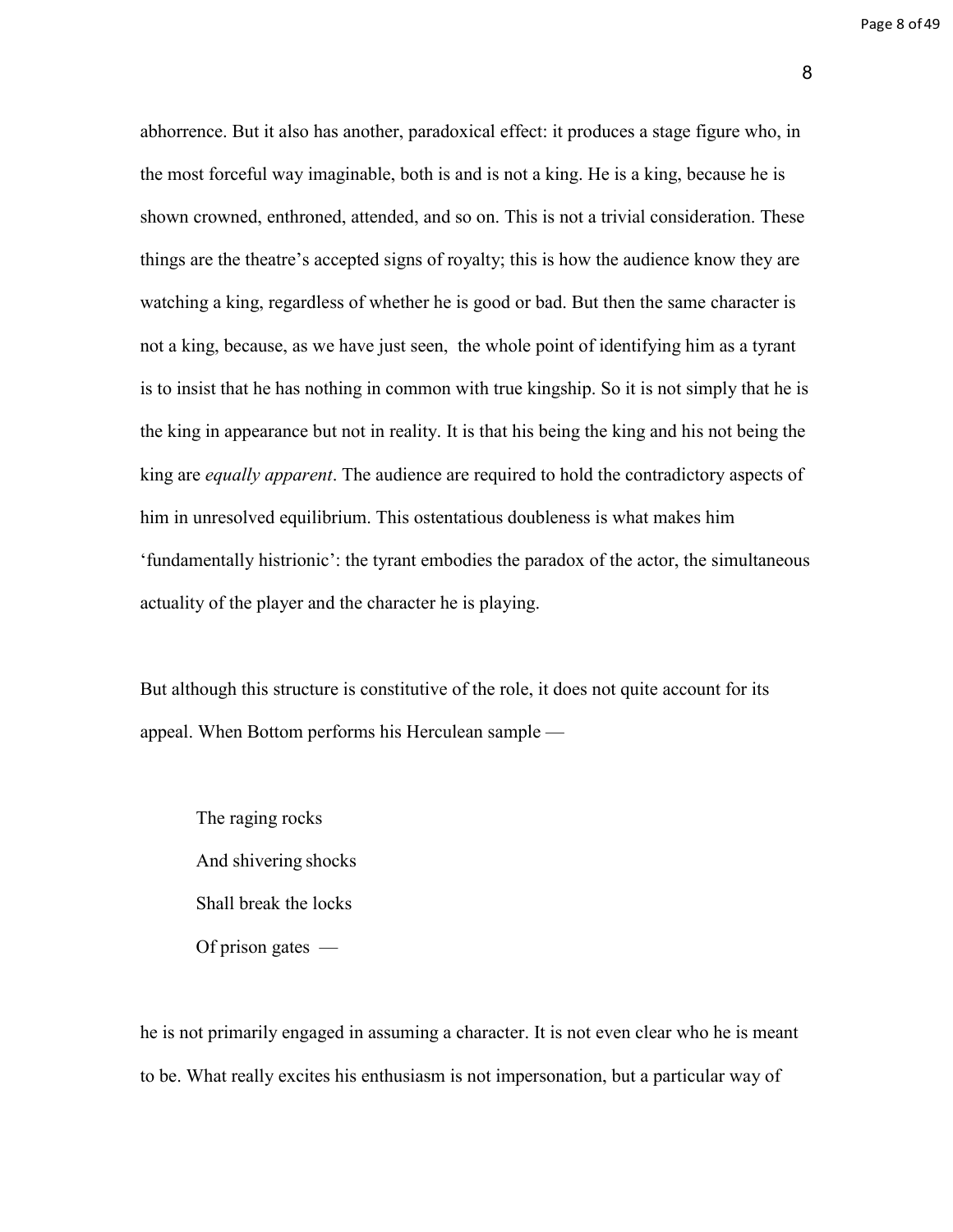abhorrence. But it also has another, paradoxical effect: it produces a stage figure who, in the most forceful way imaginable, both is and is not a king. He is a king, because he is shown crowned, enthroned, attended, and so on. This is not a trivial consideration. These things are the theatre's accepted signs of royalty; this is how the audience know they are watching a king, regardless of whether he is good or bad. But then the same character is not a king, because, as we have just seen, the whole point of identifying him as a tyrant is to insist that he has nothing in common with true kingship. So it is not simply that he is the king in appearance but not in reality. It is that his being the king and his not being the king are *equally apparent*. The audience are required to hold the contradictory aspects of him in unresolved equilibrium. This ostentatious doubleness is what makes him 'fundamentally histrionic': the tyrant embodies the paradox of the actor, the simultaneous actuality of the player and the character he is playing.

But although this structure is constitutive of the role, it does not quite account for its appeal. When Bottom performs his Herculean sample —

> The raging rocks
> And shivering shocks
> Shall break the locks
> Of prison gates —

he is not primarily engaged in assuming a character. It is not even clear who he is meant to be. What really excites his enthusiasm is not impersonation, but a particular way of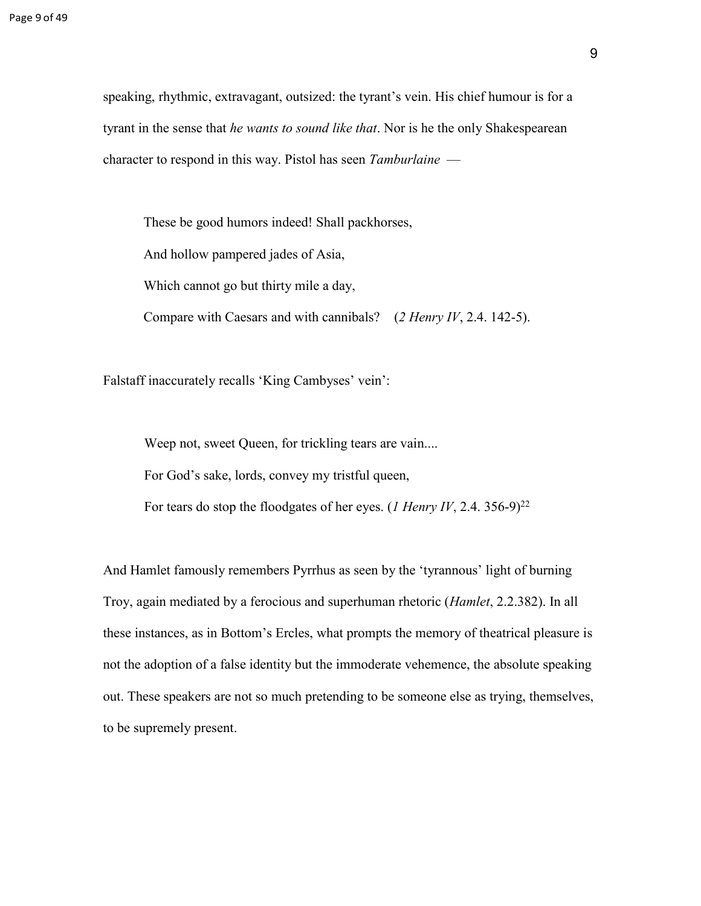speaking, rhythmic, extravagant, outsized: the tyrant's vein. His chief humour is for a tyrant in the sense that *he wants to sound like that*. Nor is he the only Shakespearean character to respond in this way. Pistol has seen *Tamburlaine* —

> These be good humors indeed! Shall packhorses,
> And hollow pampered jades of Asia,
> Which cannot go but thirty mile a day,
> Compare with Caesars and with cannibals? (*2 Henry IV*, 2.4. 142-5).

Falstaff inaccurately recalls 'King Cambyses' vein':

> Weep not, sweet Queen, for trickling tears are vain....
> For God's sake, lords, convey my tristful queen,
> For tears do stop the floodgates of her eyes. (*1 Henry IV*, 2.4. 356-9)[22]

And Hamlet famously remembers Pyrrhus as seen by the 'tyrannous' light of burning Troy, again mediated by a ferocious and superhuman rhetoric (*Hamlet*, 2.2.382). In all these instances, as in Bottom's Ercles, what prompts the memory of theatrical pleasure is not the adoption of a false identity but the immoderate vehemence, the absolute speaking out. These speakers are not so much pretending to be someone else as trying, themselves, to be supremely present.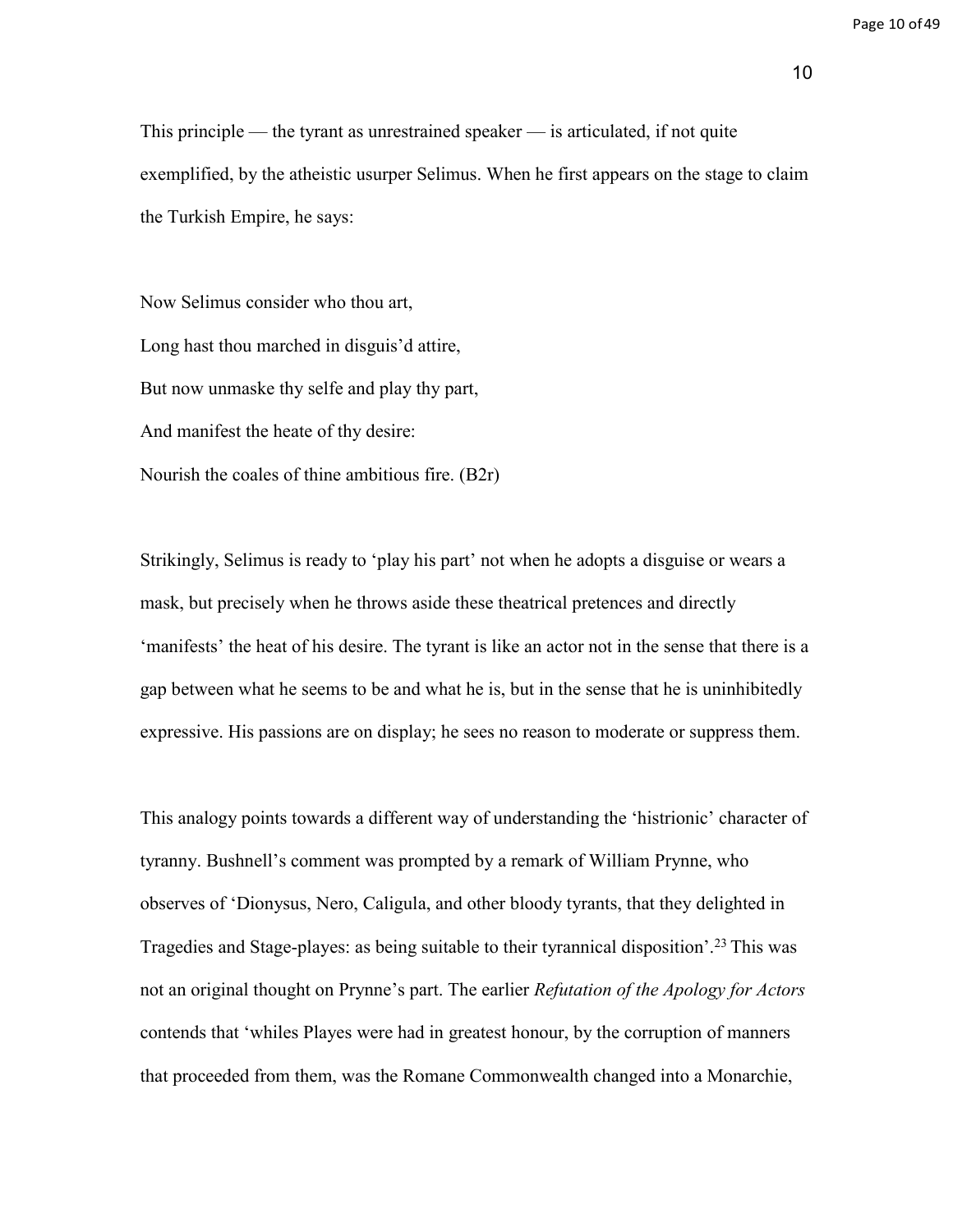This principle — the tyrant as unrestrained speaker — is articulated, if not quite exemplified, by the atheistic usurper Selimus. When he first appears on the stage to claim the Turkish Empire, he says:

Now Selimus consider who thou art,
Long hast thou marched in disguis'd attire,
But now unmaske thy selfe and play thy part,
And manifest the heate of thy desire:
Nourish the coales of thine ambitious fire. (B2r)

Strikingly, Selimus is ready to 'play his part' not when he adopts a disguise or wears a mask, but precisely when he throws aside these theatrical pretences and directly 'manifests' the heat of his desire. The tyrant is like an actor not in the sense that there is a gap between what he seems to be and what he is, but in the sense that he is uninhibitedly expressive. His passions are on display; he sees no reason to moderate or suppress them.

This analogy points towards a different way of understanding the 'histrionic' character of tyranny. Bushnell's comment was prompted by a remark of William Prynne, who observes of 'Dionysus, Nero, Caligula, and other bloody tyrants, that they delighted in Tragedies and Stage-playes: as being suitable to their tyrannical disposition'.[23] This was not an original thought on Prynne's part. The earlier *Refutation of the Apology for Actors* contends that 'whiles Playes were had in greatest honour, by the corruption of manners that proceeded from them, was the Romane Commonwealth changed into a Monarchie,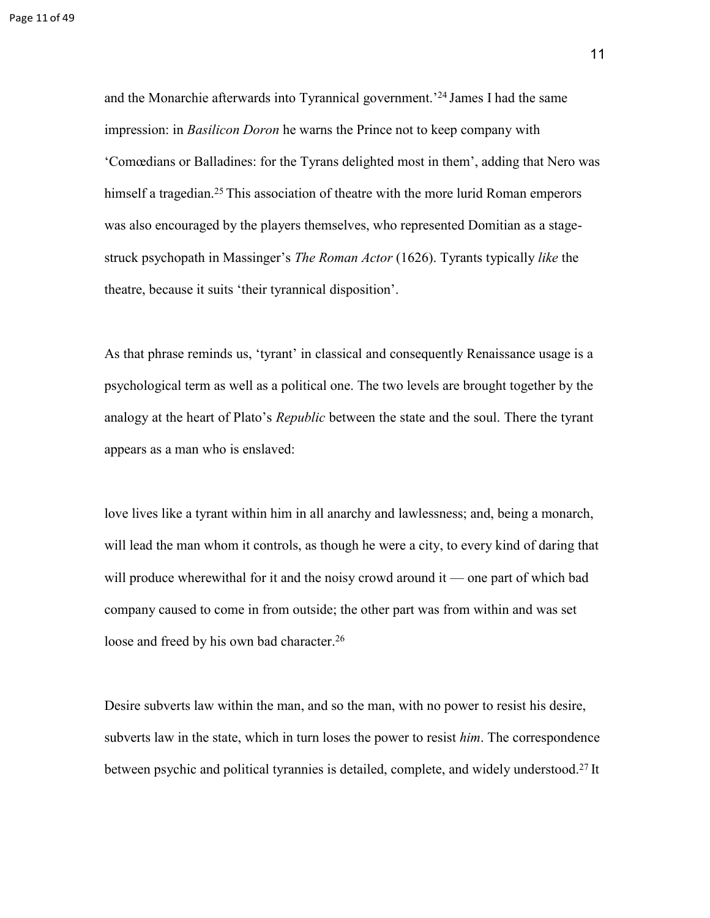and the Monarchie afterwards into Tyrannical government.'[24] James I had the same impression: in *Basilicon Doron* he warns the Prince not to keep company with 'Comœdians or Balladines: for the Tyrans delighted most in them', adding that Nero was himself a tragedian.[25] This association of theatre with the more lurid Roman emperors was also encouraged by the players themselves, who represented Domitian as a stage-struck psychopath in Massinger's *The Roman Actor* (1626). Tyrants typically *like* the theatre, because it suits 'their tyrannical disposition'.

As that phrase reminds us, 'tyrant' in classical and consequently Renaissance usage is a psychological term as well as a political one. The two levels are brought together by the analogy at the heart of Plato's *Republic* between the state and the soul. There the tyrant appears as a man who is enslaved:

> love lives like a tyrant within him in all anarchy and lawlessness; and, being a monarch, will lead the man whom it controls, as though he were a city, to every kind of daring that will produce wherewithal for it and the noisy crowd around it — one part of which bad company caused to come in from outside; the other part was from within and was set loose and freed by his own bad character.[26]

Desire subverts law within the man, and so the man, with no power to resist his desire, subverts law in the state, which in turn loses the power to resist *him*. The correspondence between psychic and political tyrannies is detailed, complete, and widely understood.[27] It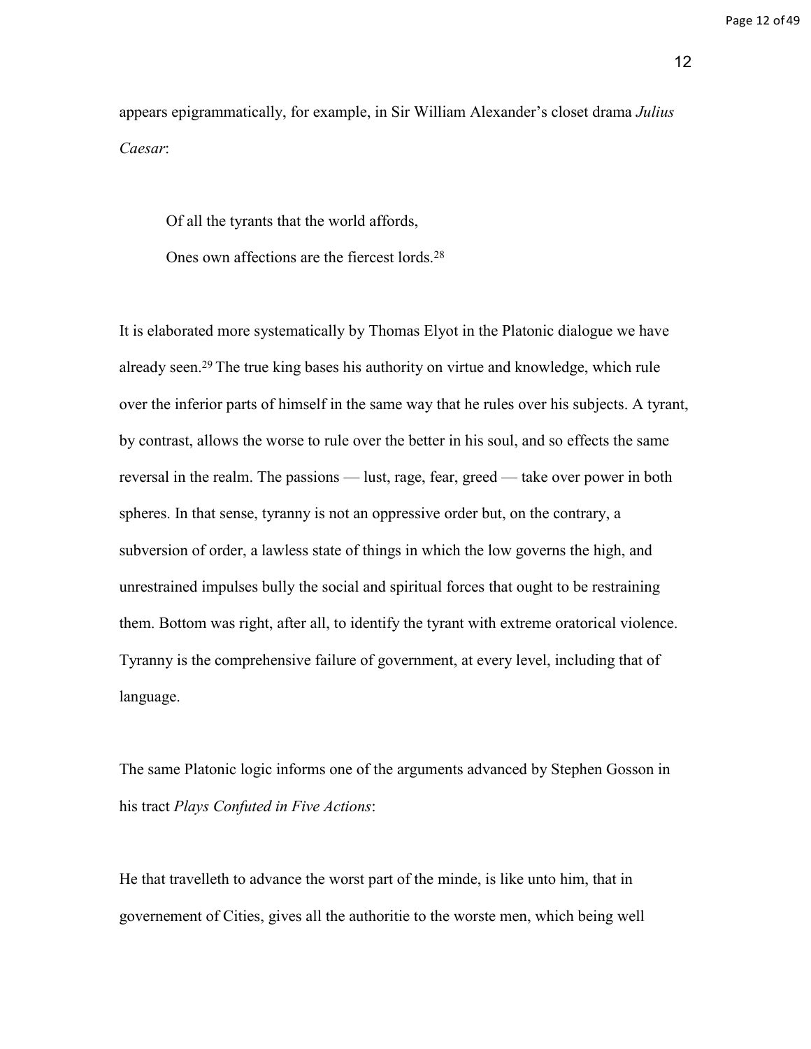appears epigrammatically, for example, in Sir William Alexander's closet drama *Julius Caesar*:

> Of all the tyrants that the world affords,
> Ones own affections are the fiercest lords.[28]

It is elaborated more systematically by Thomas Elyot in the Platonic dialogue we have already seen.[29] The true king bases his authority on virtue and knowledge, which rule over the inferior parts of himself in the same way that he rules over his subjects. A tyrant, by contrast, allows the worse to rule over the better in his soul, and so effects the same reversal in the realm. The passions — lust, rage, fear, greed — take over power in both spheres. In that sense, tyranny is not an oppressive order but, on the contrary, a subversion of order, a lawless state of things in which the low governs the high, and unrestrained impulses bully the social and spiritual forces that ought to be restraining them. Bottom was right, after all, to identify the tyrant with extreme oratorical violence. Tyranny is the comprehensive failure of government, at every level, including that of language.

The same Platonic logic informs one of the arguments advanced by Stephen Gosson in his tract *Plays Confuted in Five Actions*:

He that travelleth to advance the worst part of the minde, is like unto him, that in governement of Cities, gives all the authoritie to the worste men, which being well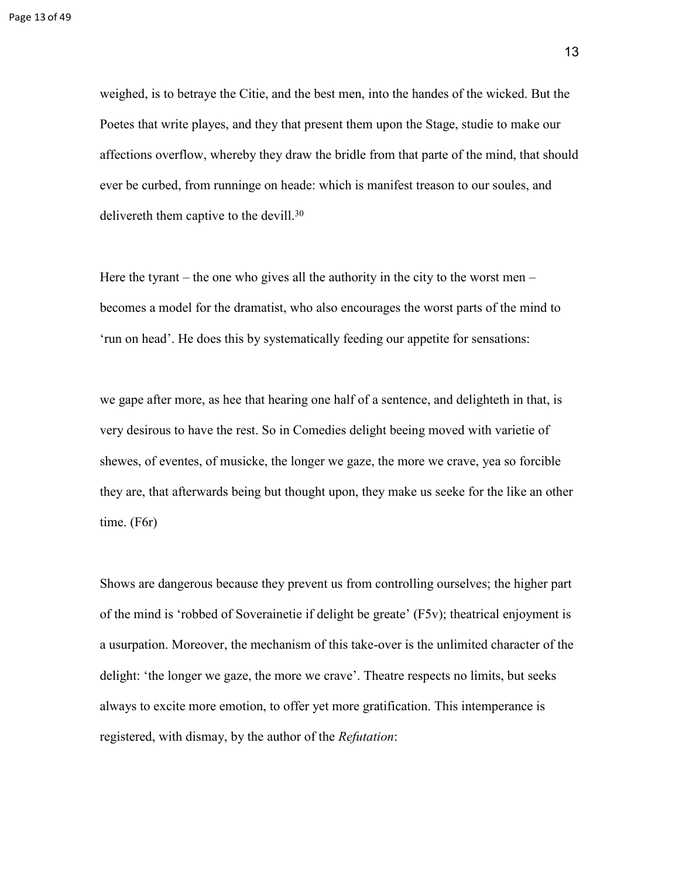weighed, is to betraye the Citie, and the best men, into the handes of the wicked. But the Poetes that write playes, and they that present them upon the Stage, studie to make our affections overflow, whereby they draw the bridle from that parte of the mind, that should ever be curbed, from runninge on heade: which is manifest treason to our soules, and delivereth them captive to the devill.[30]

Here the tyrant – the one who gives all the authority in the city to the worst men – becomes a model for the dramatist, who also encourages the worst parts of the mind to 'run on head'. He does this by systematically feeding our appetite for sensations:

we gape after more, as hee that hearing one half of a sentence, and delighteth in that, is very desirous to have the rest. So in Comedies delight beeing moved with varietie of shewes, of eventes, of musicke, the longer we gaze, the more we crave, yea so forcible they are, that afterwards being but thought upon, they make us seeke for the like an other time. (F6r)

Shows are dangerous because they prevent us from controlling ourselves; the higher part of the mind is 'robbed of Soverainetie if delight be greate' (F5v); theatrical enjoyment is a usurpation. Moreover, the mechanism of this take-over is the unlimited character of the delight: 'the longer we gaze, the more we crave'. Theatre respects no limits, but seeks always to excite more emotion, to offer yet more gratification. This intemperance is registered, with dismay, by the author of the *Refutation*: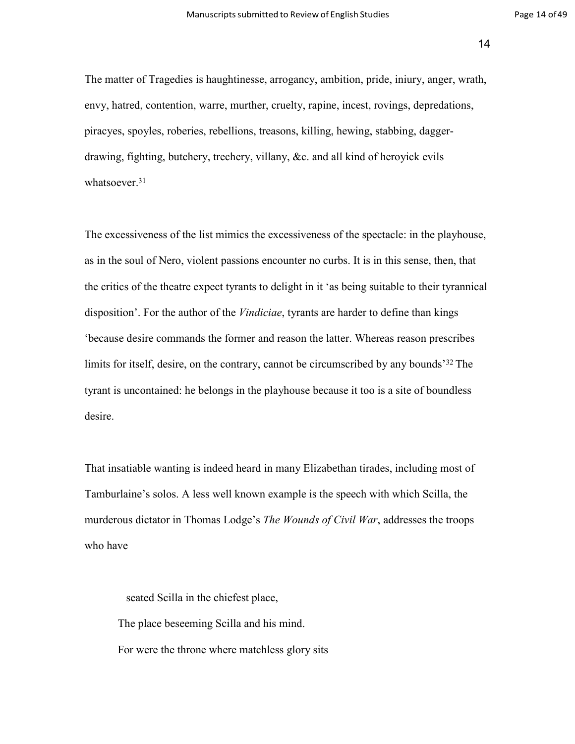The matter of Tragedies is haughtinesse, arrogancy, ambition, pride, iniury, anger, wrath, envy, hatred, contention, warre, murther, cruelty, rapine, incest, rovings, depredations, piracyes, spoyles, roberies, rebellions, treasons, killing, hewing, stabbing, dagger-drawing, fighting, butchery, trechery, villany, &c. and all kind of heroyick evils whatsoever.[31]

The excessiveness of the list mimics the excessiveness of the spectacle: in the playhouse, as in the soul of Nero, violent passions encounter no curbs. It is in this sense, then, that the critics of the theatre expect tyrants to delight in it 'as being suitable to their tyrannical disposition'. For the author of the *Vindiciae*, tyrants are harder to define than kings 'because desire commands the former and reason the latter. Whereas reason prescribes limits for itself, desire, on the contrary, cannot be circumscribed by any bounds'[32] The tyrant is uncontained: he belongs in the playhouse because it too is a site of boundless desire.

That insatiable wanting is indeed heard in many Elizabethan tirades, including most of Tamburlaine's solos. A less well known example is the speech with which Scilla, the murderous dictator in Thomas Lodge's *The Wounds of Civil War*, addresses the troops who have

> seated Scilla in the chiefest place,
> The place beseeming Scilla and his mind.
> For were the throne where matchless glory sits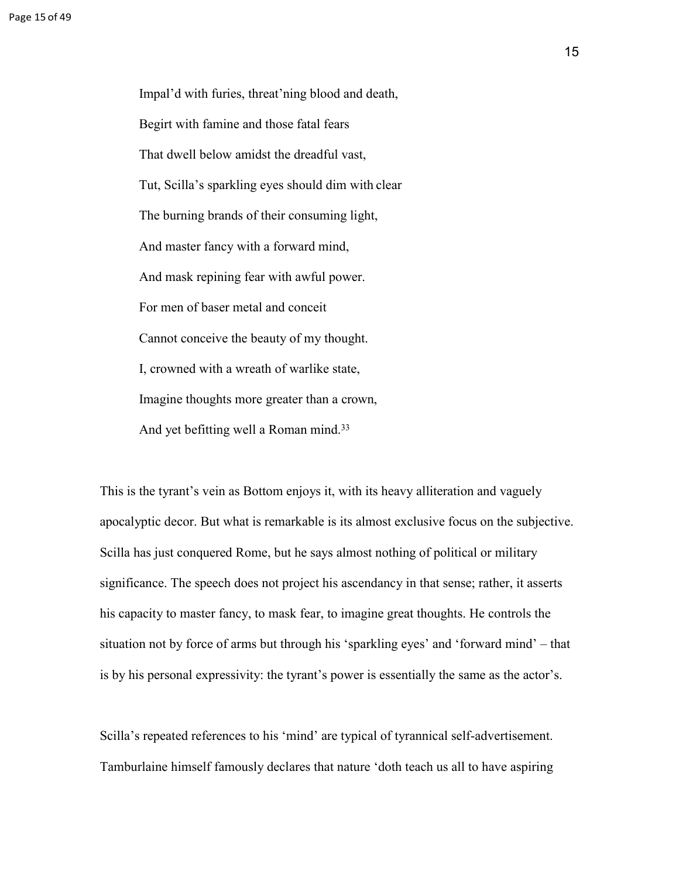> Impal'd with furies, threat'ning blood and death,
> Begirt with famine and those fatal fears
> That dwell below amidst the dreadful vast,
> Tut, Scilla's sparkling eyes should dim with clear
> The burning brands of their consuming light,
> And master fancy with a forward mind,
> And mask repining fear with awful power.
> For men of baser metal and conceit
> Cannot conceive the beauty of my thought.
> I, crowned with a wreath of warlike state,
> Imagine thoughts more greater than a crown,
> And yet befitting well a Roman mind.[33]

This is the tyrant's vein as Bottom enjoys it, with its heavy alliteration and vaguely apocalyptic decor. But what is remarkable is its almost exclusive focus on the subjective. Scilla has just conquered Rome, but he says almost nothing of political or military significance. The speech does not project his ascendancy in that sense; rather, it asserts his capacity to master fancy, to mask fear, to imagine great thoughts. He controls the situation not by force of arms but through his 'sparkling eyes' and 'forward mind' – that is by his personal expressivity: the tyrant's power is essentially the same as the actor's.

Scilla's repeated references to his 'mind' are typical of tyrannical self-advertisement. Tamburlaine himself famously declares that nature 'doth teach us all to have aspiring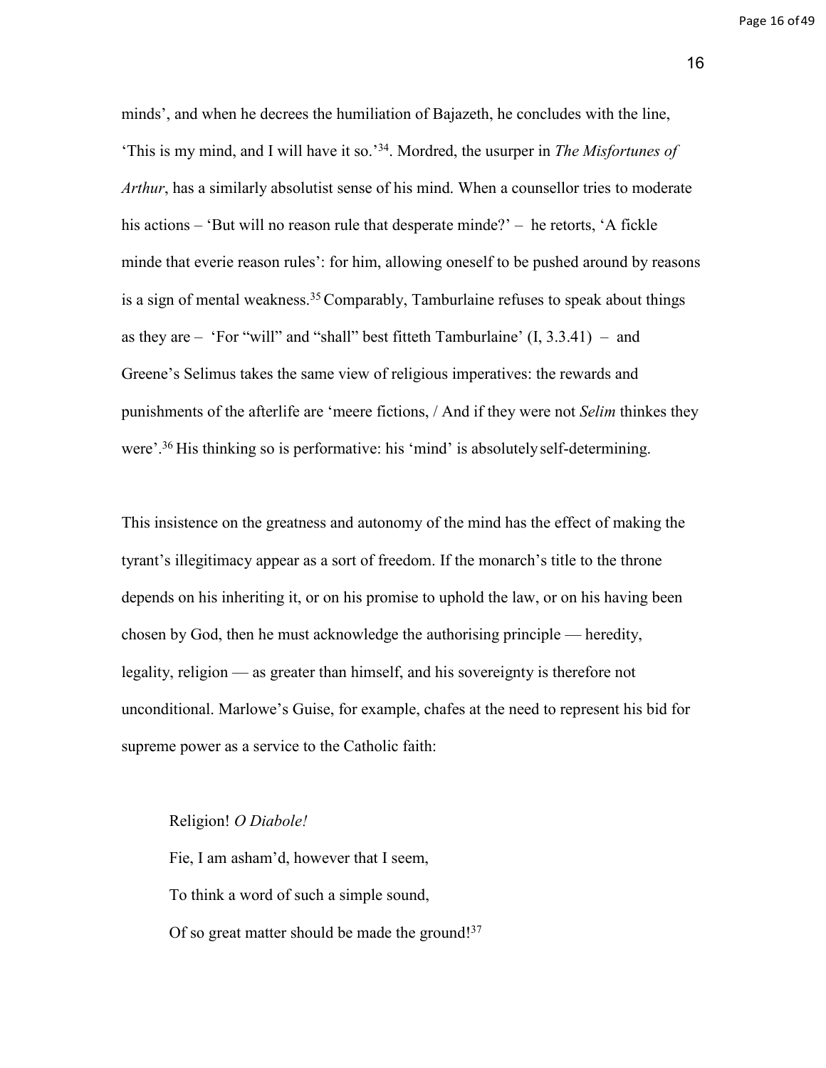minds', and when he decrees the humiliation of Bajazeth, he concludes with the line, 'This is my mind, and I will have it so.'[34]. Mordred, the usurper in *The Misfortunes of Arthur*, has a similarly absolutist sense of his mind. When a counsellor tries to moderate his actions – 'But will no reason rule that desperate minde?' – he retorts, 'A fickle minde that everie reason rules': for him, allowing oneself to be pushed around by reasons is a sign of mental weakness.[35] Comparably, Tamburlaine refuses to speak about things as they are – 'For "will" and "shall" best fitteth Tamburlaine' (I, 3.3.41) – and Greene's Selimus takes the same view of religious imperatives: the rewards and punishments of the afterlife are 'meere fictions, / And if they were not *Selim* thinkes they were'.[36] His thinking so is performative: his 'mind' is absolutely self-determining.

This insistence on the greatness and autonomy of the mind has the effect of making the tyrant's illegitimacy appear as a sort of freedom. If the monarch's title to the throne depends on his inheriting it, or on his promise to uphold the law, or on his having been chosen by God, then he must acknowledge the authorising principle — heredity, legality, religion — as greater than himself, and his sovereignty is therefore not unconditional. Marlowe's Guise, for example, chafes at the need to represent his bid for supreme power as a service to the Catholic faith:

> Religion! *O Diabole!*
>
> Fie, I am asham'd, however that I seem,
>
> To think a word of such a simple sound,
>
> Of so great matter should be made the ground![37]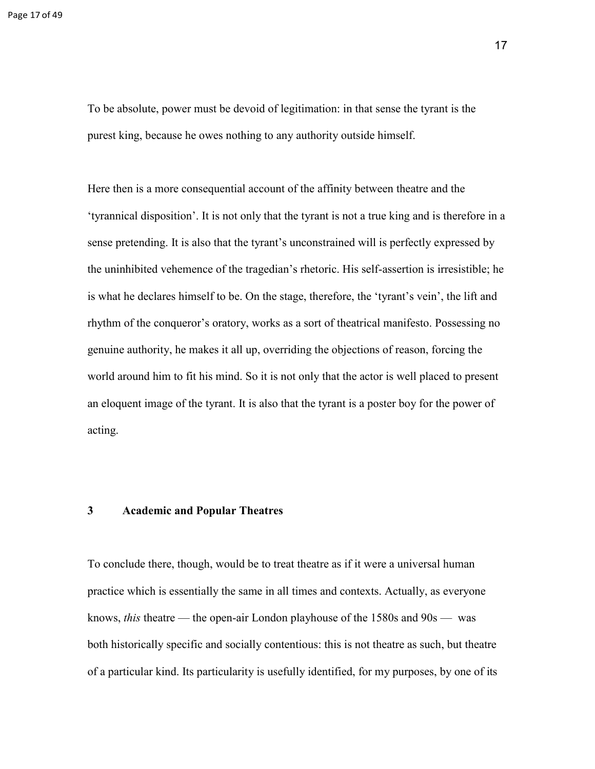To be absolute, power must be devoid of legitimation: in that sense the tyrant is the purest king, because he owes nothing to any authority outside himself.

Here then is a more consequential account of the affinity between theatre and the 'tyrannical disposition'. It is not only that the tyrant is not a true king and is therefore in a sense pretending. It is also that the tyrant's unconstrained will is perfectly expressed by the uninhibited vehemence of the tragedian's rhetoric. His self-assertion is irresistible; he is what he declares himself to be. On the stage, therefore, the 'tyrant's vein', the lift and rhythm of the conqueror's oratory, works as a sort of theatrical manifesto. Possessing no genuine authority, he makes it all up, overriding the objections of reason, forcing the world around him to fit his mind. So it is not only that the actor is well placed to present an eloquent image of the tyrant. It is also that the tyrant is a poster boy for the power of acting.

## 3 Academic and Popular Theatres

To conclude there, though, would be to treat theatre as if it were a universal human practice which is essentially the same in all times and contexts. Actually, as everyone knows, *this* theatre — the open-air London playhouse of the 1580s and 90s — was both historically specific and socially contentious: this is not theatre as such, but theatre of a particular kind. Its particularity is usefully identified, for my purposes, by one of its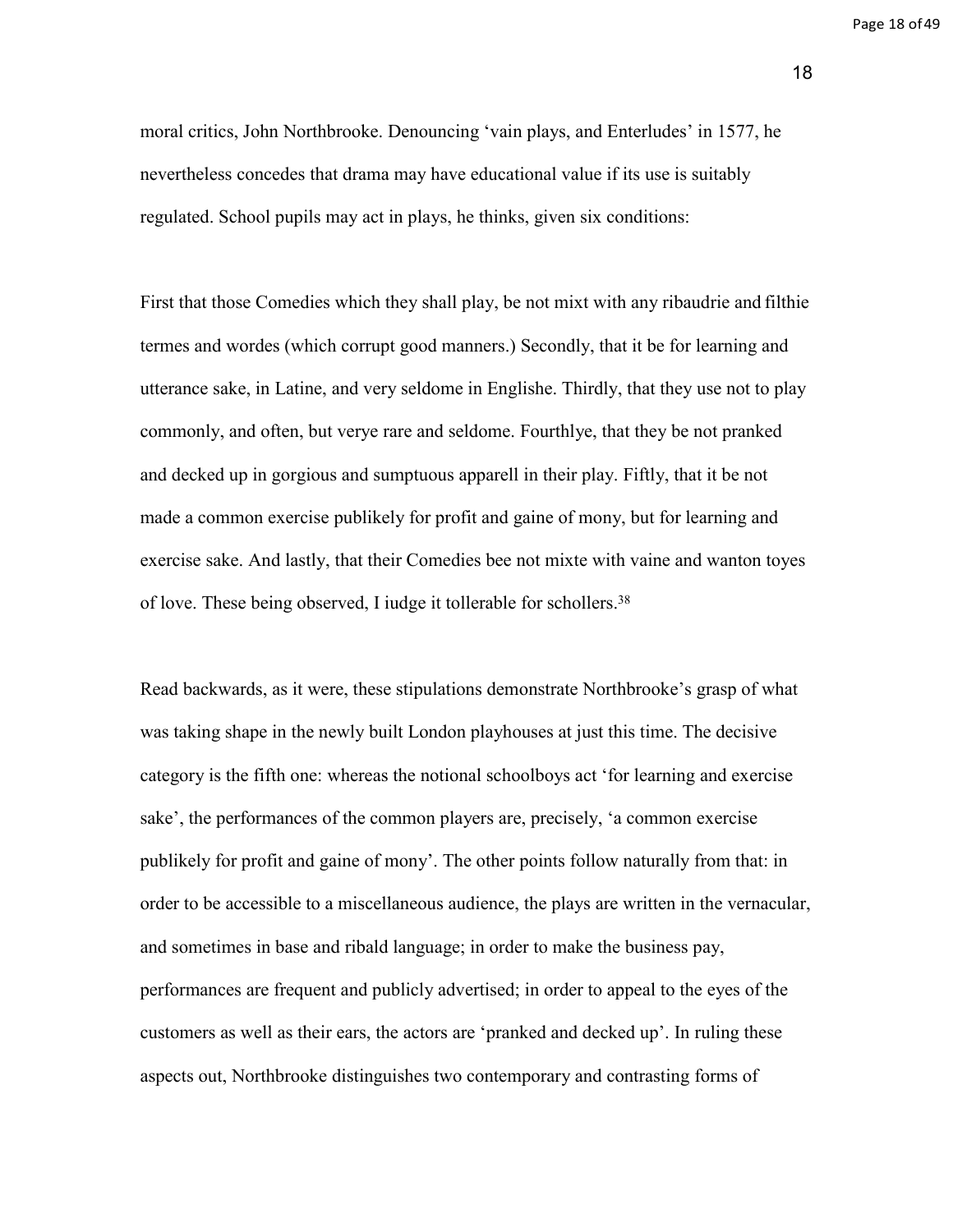moral critics, John Northbrooke. Denouncing 'vain plays, and Enterludes' in 1577, he nevertheless concedes that drama may have educational value if its use is suitably regulated. School pupils may act in plays, he thinks, given six conditions:

First that those Comedies which they shall play, be not mixt with any ribaudrie and filthie termes and wordes (which corrupt good manners.) Secondly, that it be for learning and utterance sake, in Latine, and very seldome in Englishe. Thirdly, that they use not to play commonly, and often, but verye rare and seldome. Fourthlye, that they be not pranked and decked up in gorgious and sumptuous apparell in their play. Fiftly, that it be not made a common exercise publikely for profit and gaine of mony, but for learning and exercise sake. And lastly, that their Comedies bee not mixte with vaine and wanton toyes of love. These being observed, I iudge it tollerable for schollers.[38]

Read backwards, as it were, these stipulations demonstrate Northbrooke's grasp of what was taking shape in the newly built London playhouses at just this time. The decisive category is the fifth one: whereas the notional schoolboys act 'for learning and exercise sake', the performances of the common players are, precisely, 'a common exercise publikely for profit and gaine of mony'. The other points follow naturally from that: in order to be accessible to a miscellaneous audience, the plays are written in the vernacular, and sometimes in base and ribald language; in order to make the business pay, performances are frequent and publicly advertised; in order to appeal to the eyes of the customers as well as their ears, the actors are 'pranked and decked up'. In ruling these aspects out, Northbrooke distinguishes two contemporary and contrasting forms of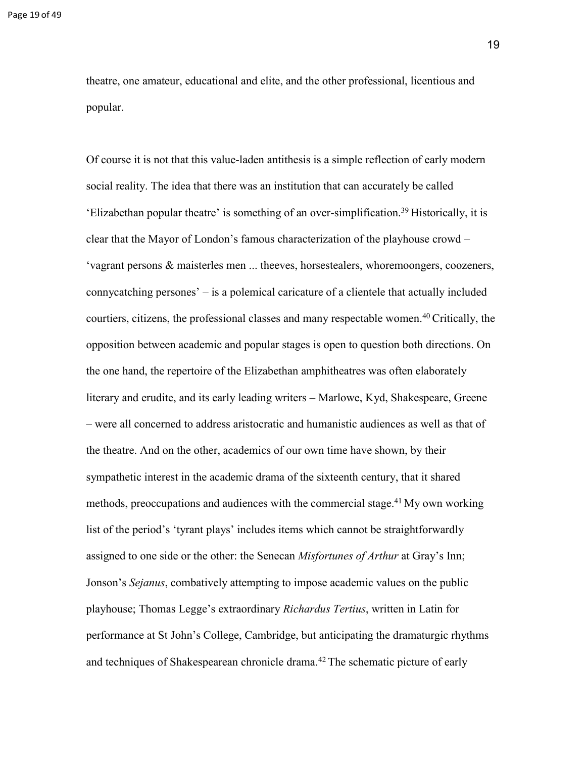theatre, one amateur, educational and elite, and the other professional, licentious and popular.

Of course it is not that this value-laden antithesis is a simple reflection of early modern social reality. The idea that there was an institution that can accurately be called 'Elizabethan popular theatre' is something of an over-simplification.[39] Historically, it is clear that the Mayor of London's famous characterization of the playhouse crowd – 'vagrant persons & maisterles men ... theeves, horsestealers, whoremoongers, coozeners, connycatching persones' – is a polemical caricature of a clientele that actually included courtiers, citizens, the professional classes and many respectable women.[40] Critically, the opposition between academic and popular stages is open to question both directions. On the one hand, the repertoire of the Elizabethan amphitheatres was often elaborately literary and erudite, and its early leading writers – Marlowe, Kyd, Shakespeare, Greene – were all concerned to address aristocratic and humanistic audiences as well as that of the theatre. And on the other, academics of our own time have shown, by their sympathetic interest in the academic drama of the sixteenth century, that it shared methods, preoccupations and audiences with the commercial stage.[41] My own working list of the period's 'tyrant plays' includes items which cannot be straightforwardly assigned to one side or the other: the Senecan *Misfortunes of Arthur* at Gray's Inn; Jonson's *Sejanus*, combatively attempting to impose academic values on the public playhouse; Thomas Legge's extraordinary *Richardus Tertius*, written in Latin for performance at St John's College, Cambridge, but anticipating the dramaturgic rhythms and techniques of Shakespearean chronicle drama.[42] The schematic picture of early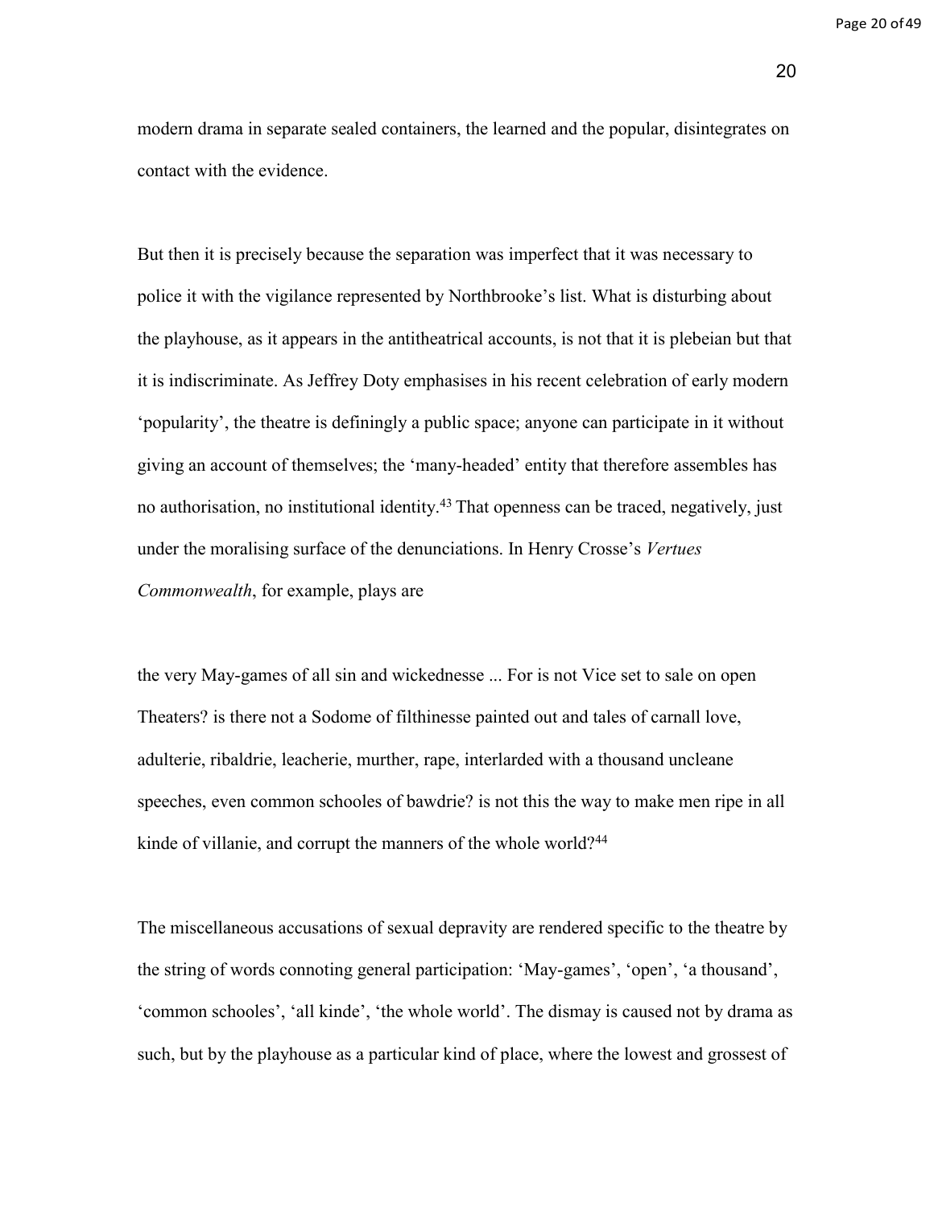modern drama in separate sealed containers, the learned and the popular, disintegrates on contact with the evidence.

But then it is precisely because the separation was imperfect that it was necessary to police it with the vigilance represented by Northbrooke's list. What is disturbing about the playhouse, as it appears in the antitheatrical accounts, is not that it is plebeian but that it is indiscriminate. As Jeffrey Doty emphasises in his recent celebration of early modern 'popularity', the theatre is definingly a public space; anyone can participate in it without giving an account of themselves; the 'many-headed' entity that therefore assembles has no authorisation, no institutional identity.[43] That openness can be traced, negatively, just under the moralising surface of the denunciations. In Henry Crosse's *Vertues Commonwealth*, for example, plays are

> the very May-games of all sin and wickednesse ... For is not Vice set to sale on open Theaters? is there not a Sodome of filthinesse painted out and tales of carnall love, adulterie, ribaldrie, leacherie, murther, rape, interlarded with a thousand uncleane speeches, even common schooles of bawdrie? is not this the way to make men ripe in all kinde of villanie, and corrupt the manners of the whole world?[44]

The miscellaneous accusations of sexual depravity are rendered specific to the theatre by the string of words connoting general participation: 'May-games', 'open', 'a thousand', 'common schooles', 'all kinde', 'the whole world'. The dismay is caused not by drama as such, but by the playhouse as a particular kind of place, where the lowest and grossest of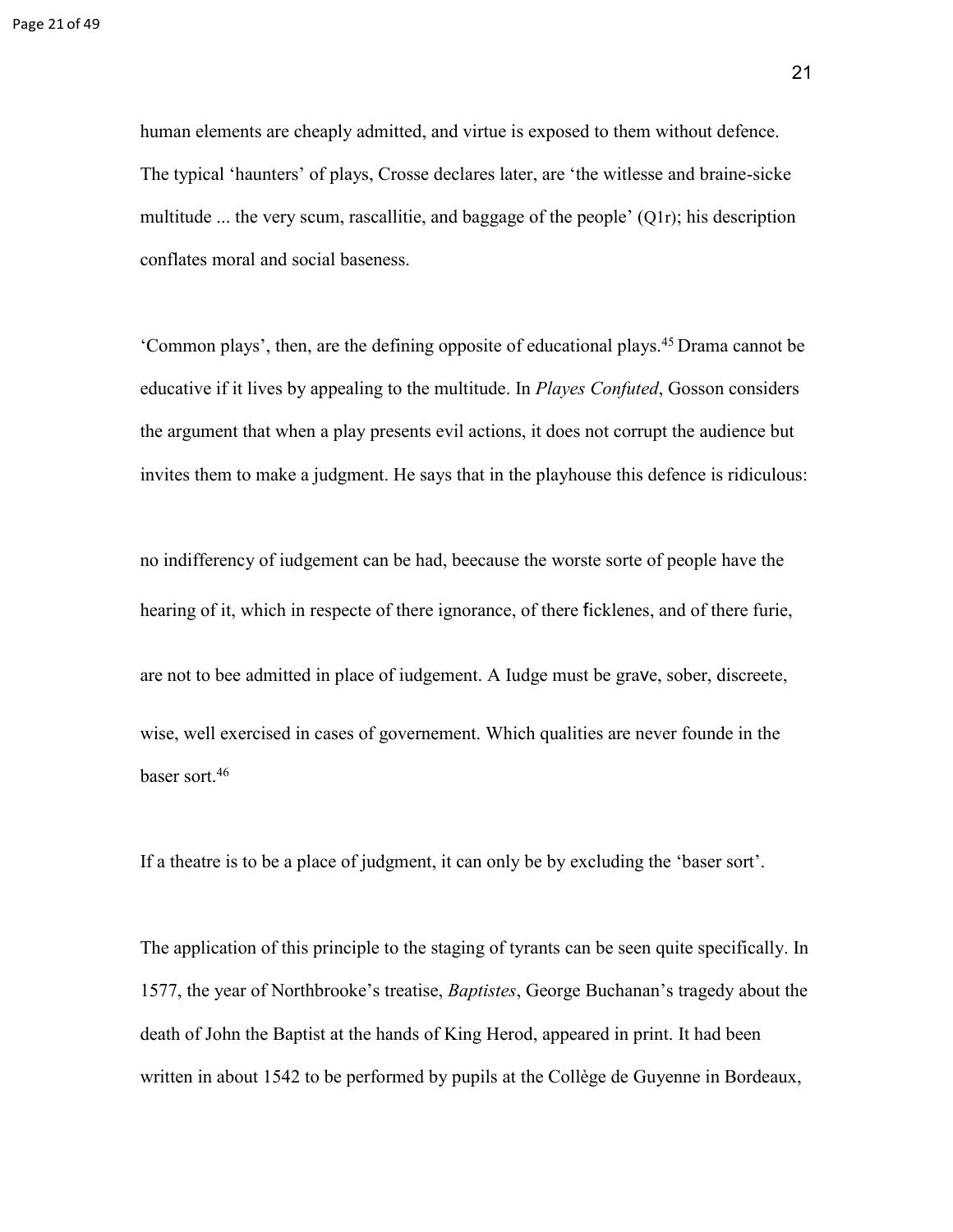human elements are cheaply admitted, and virtue is exposed to them without defence. The typical 'haunters' of plays, Crosse declares later, are 'the witlesse and braine-sicke multitude ... the very scum, rascallitie, and baggage of the people' (Q1r); his description conflates moral and social baseness.

'Common plays', then, are the defining opposite of educational plays.[45] Drama cannot be educative if it lives by appealing to the multitude. In *Playes Confuted*, Gosson considers the argument that when a play presents evil actions, it does not corrupt the audience but invites them to make a judgment. He says that in the playhouse this defence is ridiculous:

> no indifferency of iudgement can be had, beecause the worste sorte of people have the hearing of it, which in respecte of there ignorance, of there ficklenes, and of there furie, are not to bee admitted in place of iudgement. A Iudge must be grave, sober, discreete, wise, well exercised in cases of governement. Which qualities are never founde in the baser sort.[46]

If a theatre is to be a place of judgment, it can only be by excluding the 'baser sort'.

The application of this principle to the staging of tyrants can be seen quite specifically. In 1577, the year of Northbrooke's treatise, *Baptistes*, George Buchanan's tragedy about the death of John the Baptist at the hands of King Herod, appeared in print. It had been written in about 1542 to be performed by pupils at the Collège de Guyenne in Bordeaux,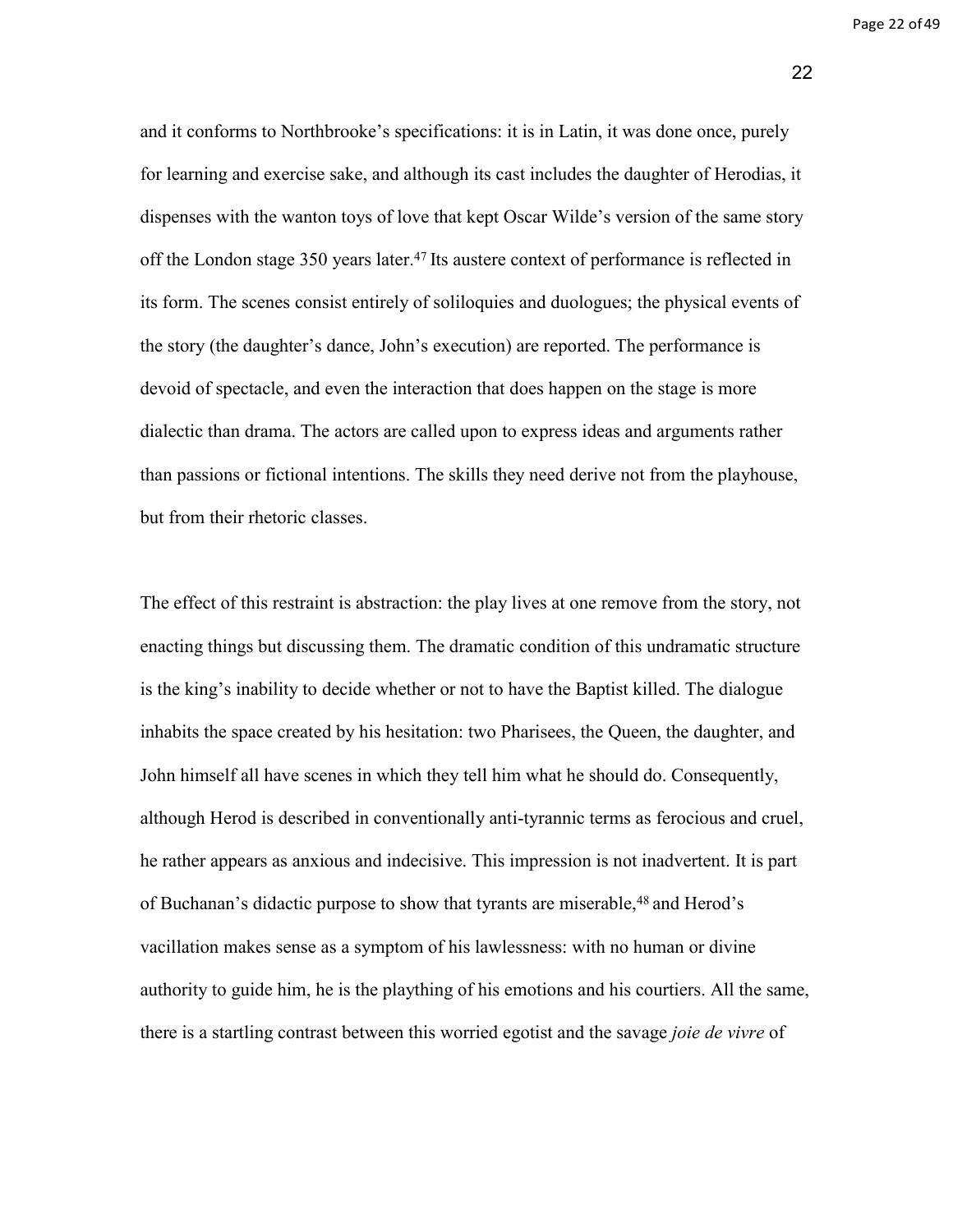and it conforms to Northbrooke's specifications: it is in Latin, it was done once, purely for learning and exercise sake, and although its cast includes the daughter of Herodias, it dispenses with the wanton toys of love that kept Oscar Wilde's version of the same story off the London stage 350 years later.[47] Its austere context of performance is reflected in its form. The scenes consist entirely of soliloquies and duologues; the physical events of the story (the daughter's dance, John's execution) are reported. The performance is devoid of spectacle, and even the interaction that does happen on the stage is more dialectic than drama. The actors are called upon to express ideas and arguments rather than passions or fictional intentions. The skills they need derive not from the playhouse, but from their rhetoric classes.

The effect of this restraint is abstraction: the play lives at one remove from the story, not enacting things but discussing them. The dramatic condition of this undramatic structure is the king's inability to decide whether or not to have the Baptist killed. The dialogue inhabits the space created by his hesitation: two Pharisees, the Queen, the daughter, and John himself all have scenes in which they tell him what he should do. Consequently, although Herod is described in conventionally anti-tyrannic terms as ferocious and cruel, he rather appears as anxious and indecisive. This impression is not inadvertent. It is part of Buchanan's didactic purpose to show that tyrants are miserable,[48] and Herod's vacillation makes sense as a symptom of his lawlessness: with no human or divine authority to guide him, he is the plaything of his emotions and his courtiers. All the same, there is a startling contrast between this worried egotist and the savage *joie de vivre* of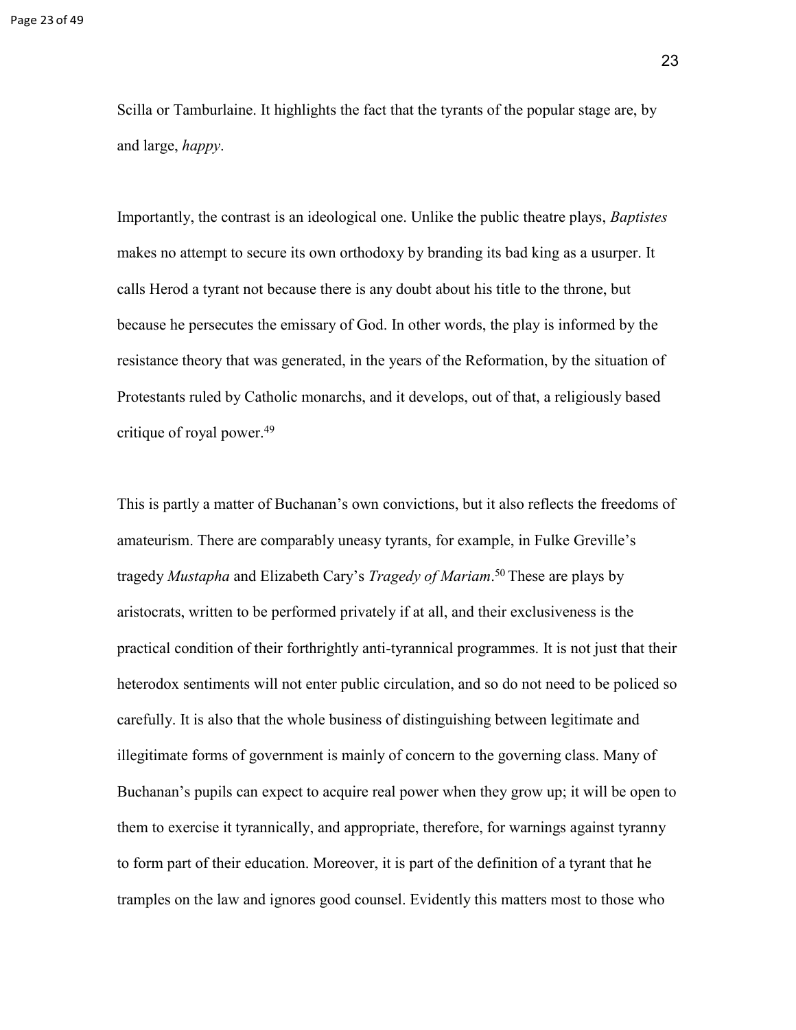Scilla or Tamburlaine. It highlights the fact that the tyrants of the popular stage are, by and large, *happy*.

Importantly, the contrast is an ideological one. Unlike the public theatre plays, *Baptistes* makes no attempt to secure its own orthodoxy by branding its bad king as a usurper. It calls Herod a tyrant not because there is any doubt about his title to the throne, but because he persecutes the emissary of God. In other words, the play is informed by the resistance theory that was generated, in the years of the Reformation, by the situation of Protestants ruled by Catholic monarchs, and it develops, out of that, a religiously based critique of royal power.[49]

This is partly a matter of Buchanan's own convictions, but it also reflects the freedoms of amateurism. There are comparably uneasy tyrants, for example, in Fulke Greville's tragedy *Mustapha* and Elizabeth Cary's *Tragedy of Mariam*.[50] These are plays by aristocrats, written to be performed privately if at all, and their exclusiveness is the practical condition of their forthrightly anti-tyrannical programmes. It is not just that their heterodox sentiments will not enter public circulation, and so do not need to be policed so carefully. It is also that the whole business of distinguishing between legitimate and illegitimate forms of government is mainly of concern to the governing class. Many of Buchanan's pupils can expect to acquire real power when they grow up; it will be open to them to exercise it tyrannically, and appropriate, therefore, for warnings against tyranny to form part of their education. Moreover, it is part of the definition of a tyrant that he tramples on the law and ignores good counsel. Evidently this matters most to those who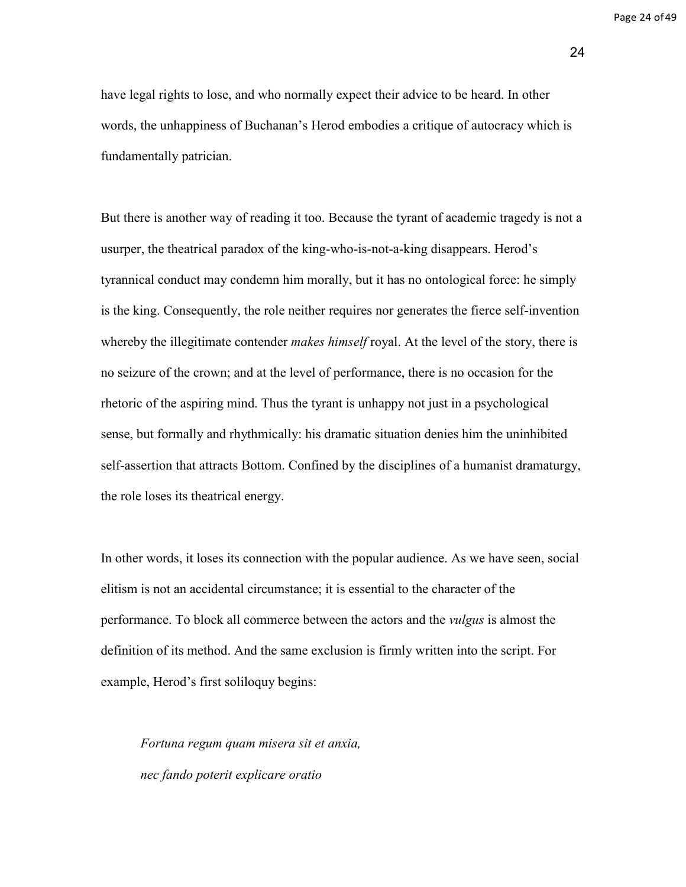have legal rights to lose, and who normally expect their advice to be heard. In other words, the unhappiness of Buchanan's Herod embodies a critique of autocracy which is fundamentally patrician.

But there is another way of reading it too. Because the tyrant of academic tragedy is not a usurper, the theatrical paradox of the king-who-is-not-a-king disappears. Herod's tyrannical conduct may condemn him morally, but it has no ontological force: he simply is the king. Consequently, the role neither requires nor generates the fierce self-invention whereby the illegitimate contender *makes himself* royal. At the level of the story, there is no seizure of the crown; and at the level of performance, there is no occasion for the rhetoric of the aspiring mind. Thus the tyrant is unhappy not just in a psychological sense, but formally and rhythmically: his dramatic situation denies him the uninhibited self-assertion that attracts Bottom. Confined by the disciplines of a humanist dramaturgy, the role loses its theatrical energy.

In other words, it loses its connection with the popular audience. As we have seen, social elitism is not an accidental circumstance; it is essential to the character of the performance. To block all commerce between the actors and the *vulgus* is almost the definition of its method. And the same exclusion is firmly written into the script. For example, Herod's first soliloquy begins:

> *Fortuna regum quam misera sit et anxia,*
> *nec fando poterit explicare oratio*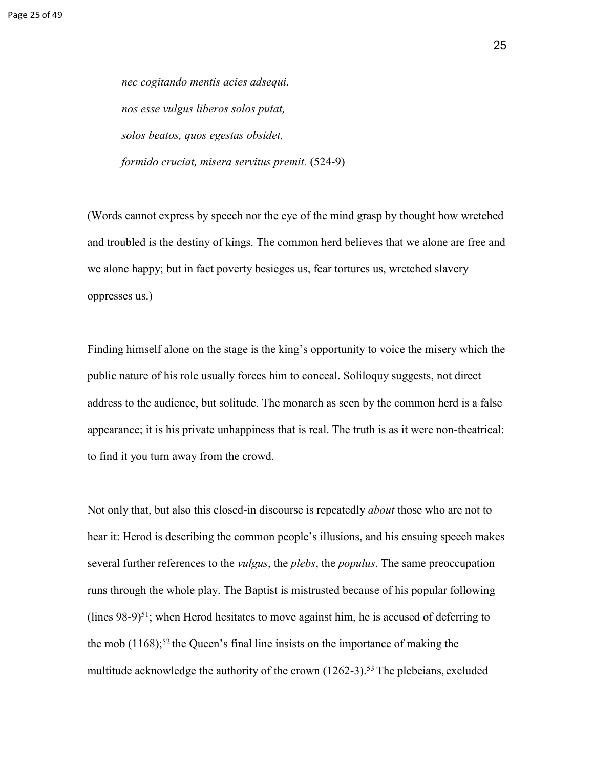*nec cogitando mentis acies adsequi.*

*nos esse vulgus liberos solos putat,*

*solos beatos, quos egestas obsidet,*

*formido cruciat, misera servitus premit.* (524-9)

(Words cannot express by speech nor the eye of the mind grasp by thought how wretched and troubled is the destiny of kings. The common herd believes that we alone are free and we alone happy; but in fact poverty besieges us, fear tortures us, wretched slavery oppresses us.)

Finding himself alone on the stage is the king's opportunity to voice the misery which the public nature of his role usually forces him to conceal. Soliloquy suggests, not direct address to the audience, but solitude. The monarch as seen by the common herd is a false appearance; it is his private unhappiness that is real. The truth is as it were non-theatrical: to find it you turn away from the crowd.

Not only that, but also this closed-in discourse is repeatedly *about* those who are not to hear it: Herod is describing the common people's illusions, and his ensuing speech makes several further references to the *vulgus*, the *plebs*, the *populus*. The same preoccupation runs through the whole play. The Baptist is mistrusted because of his popular following (lines 98-9)[51]; when Herod hesitates to move against him, he is accused of deferring to the mob (1168);[52] the Queen's final line insists on the importance of making the multitude acknowledge the authority of the crown (1262-3).[53] The plebeians, excluded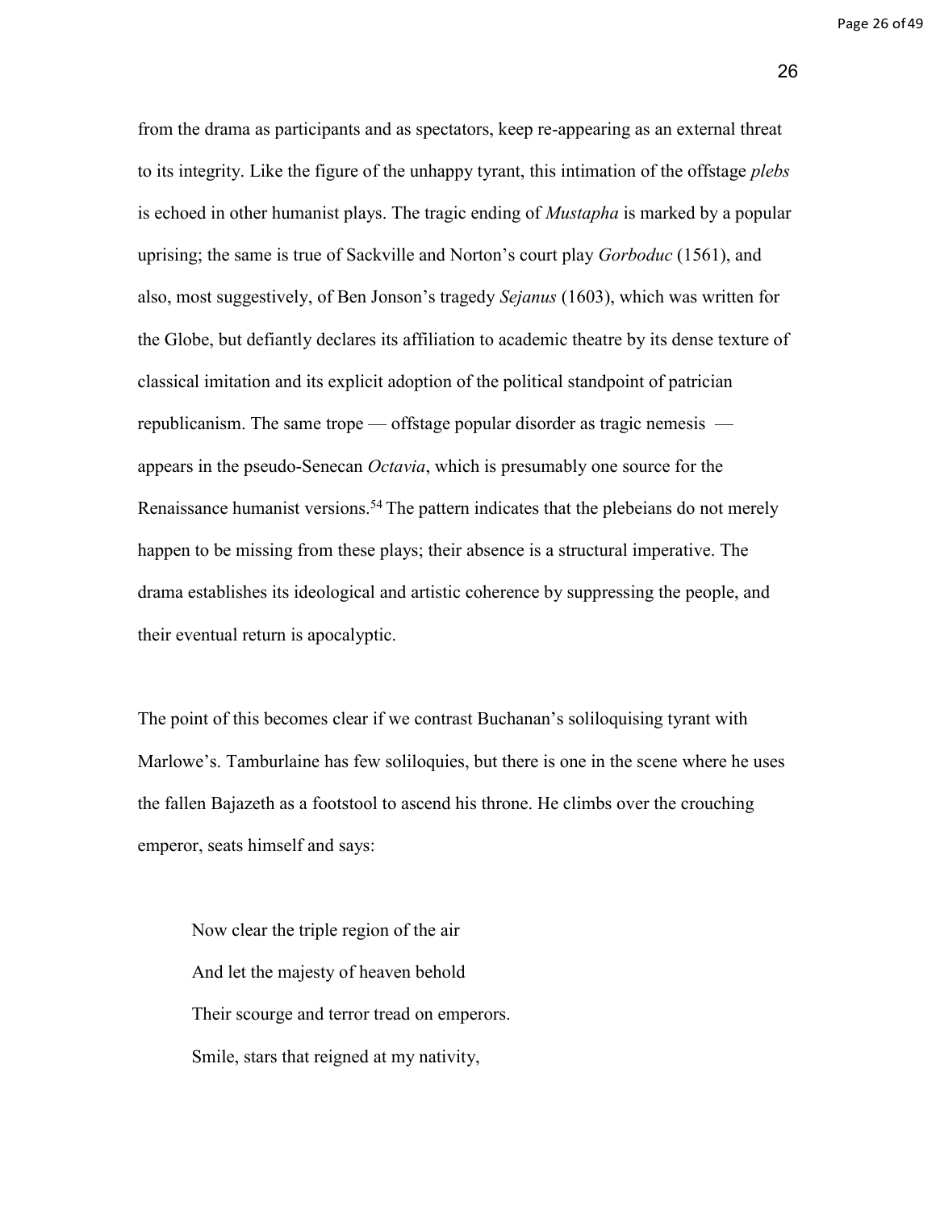from the drama as participants and as spectators, keep re-appearing as an external threat to its integrity. Like the figure of the unhappy tyrant, this intimation of the offstage *plebs* is echoed in other humanist plays. The tragic ending of *Mustapha* is marked by a popular uprising; the same is true of Sackville and Norton's court play *Gorboduc* (1561), and also, most suggestively, of Ben Jonson's tragedy *Sejanus* (1603), which was written for the Globe, but defiantly declares its affiliation to academic theatre by its dense texture of classical imitation and its explicit adoption of the political standpoint of patrician republicanism. The same trope — offstage popular disorder as tragic nemesis — appears in the pseudo-Senecan *Octavia*, which is presumably one source for the Renaissance humanist versions.[54] The pattern indicates that the plebeians do not merely happen to be missing from these plays; their absence is a structural imperative. The drama establishes its ideological and artistic coherence by suppressing the people, and their eventual return is apocalyptic.

The point of this becomes clear if we contrast Buchanan's soliloquising tyrant with Marlowe's. Tamburlaine has few soliloquies, but there is one in the scene where he uses the fallen Bajazeth as a footstool to ascend his throne. He climbs over the crouching emperor, seats himself and says:

> Now clear the triple region of the air
> And let the majesty of heaven behold
> Their scourge and terror tread on emperors.
> Smile, stars that reigned at my nativity,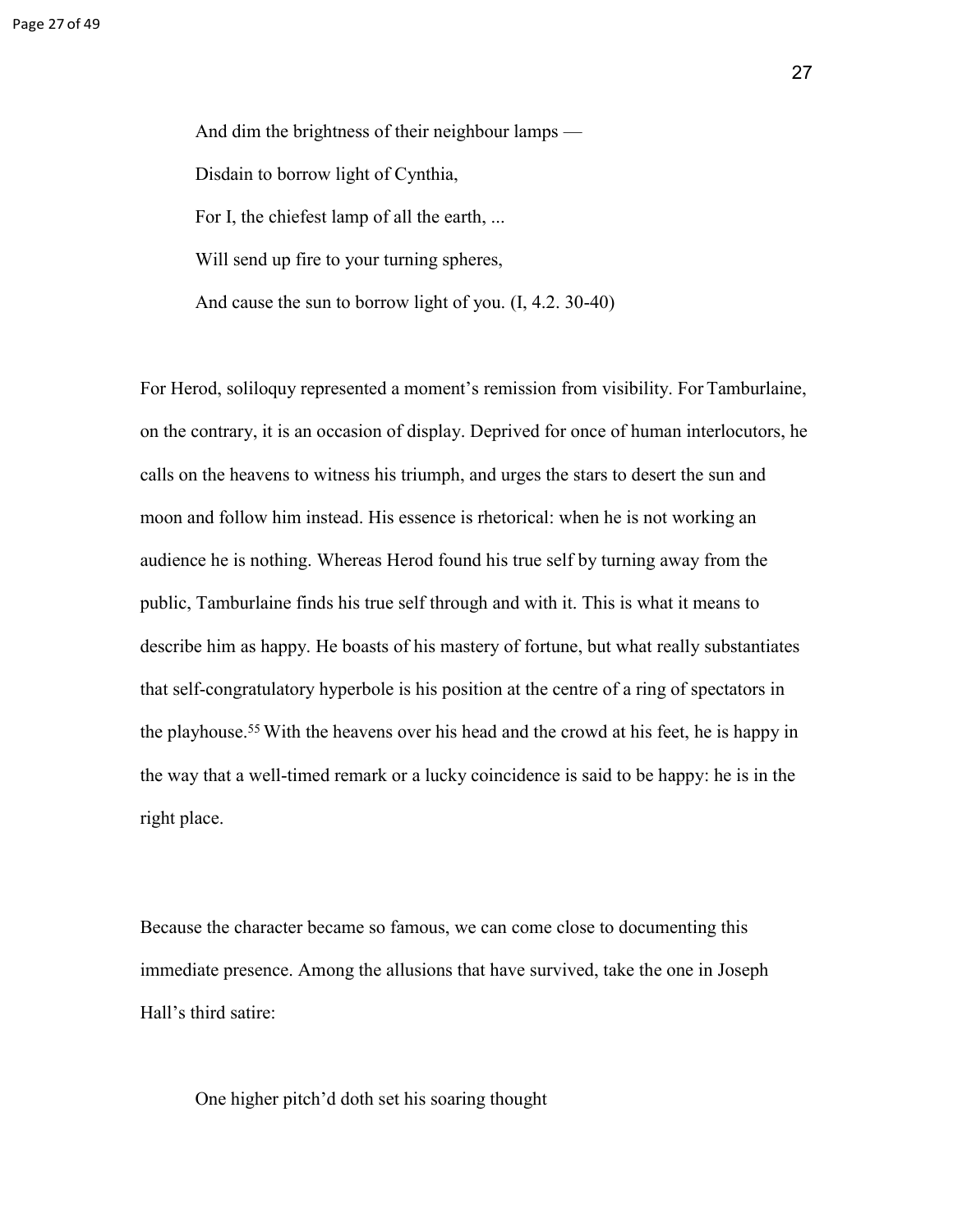> And dim the brightness of their neighbour lamps —
>
> Disdain to borrow light of Cynthia,
>
> For I, the chiefest lamp of all the earth, ...
>
> Will send up fire to your turning spheres,
>
> And cause the sun to borrow light of you. (I, 4.2. 30-40)

For Herod, soliloquy represented a moment's remission from visibility. For Tamburlaine, on the contrary, it is an occasion of display. Deprived for once of human interlocutors, he calls on the heavens to witness his triumph, and urges the stars to desert the sun and moon and follow him instead. His essence is rhetorical: when he is not working an audience he is nothing. Whereas Herod found his true self by turning away from the public, Tamburlaine finds his true self through and with it. This is what it means to describe him as happy. He boasts of his mastery of fortune, but what really substantiates that self-congratulatory hyperbole is his position at the centre of a ring of spectators in the playhouse.[55] With the heavens over his head and the crowd at his feet, he is happy in the way that a well-timed remark or a lucky coincidence is said to be happy: he is in the right place.

Because the character became so famous, we can come close to documenting this immediate presence. Among the allusions that have survived, take the one in Joseph Hall's third satire:

> One higher pitch'd doth set his soaring thought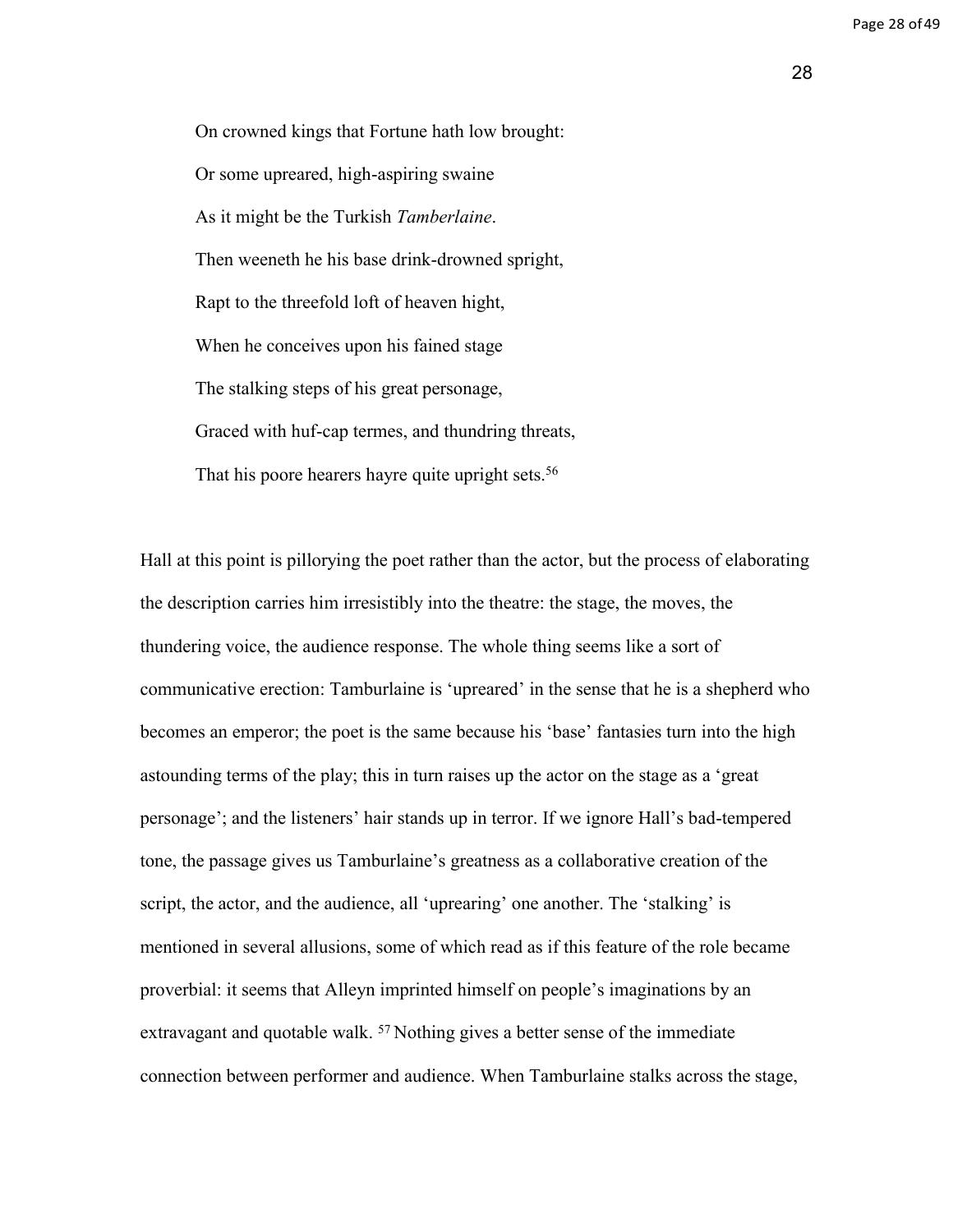> On crowned kings that Fortune hath low brought:
>
> Or some upreared, high-aspiring swaine
>
> As it might be the Turkish *Tamberlaine*.
>
> Then weeneth he his base drink-drowned spright,
>
> Rapt to the threefold loft of heaven hight,
>
> When he conceives upon his fained stage
>
> The stalking steps of his great personage,
>
> Graced with huf-cap termes, and thundring threats,
>
> That his poore hearers hayre quite upright sets.[56]

Hall at this point is pillorying the poet rather than the actor, but the process of elaborating the description carries him irresistibly into the theatre: the stage, the moves, the thundering voice, the audience response. The whole thing seems like a sort of communicative erection: Tamburlaine is 'upreared' in the sense that he is a shepherd who becomes an emperor; the poet is the same because his 'base' fantasies turn into the high astounding terms of the play; this in turn raises up the actor on the stage as a 'great personage'; and the listeners' hair stands up in terror. If we ignore Hall's bad-tempered tone, the passage gives us Tamburlaine's greatness as a collaborative creation of the script, the actor, and the audience, all 'uprearing' one another. The 'stalking' is mentioned in several allusions, some of which read as if this feature of the role became proverbial: it seems that Alleyn imprinted himself on people's imaginations by an extravagant and quotable walk. [57] Nothing gives a better sense of the immediate connection between performer and audience. When Tamburlaine stalks across the stage,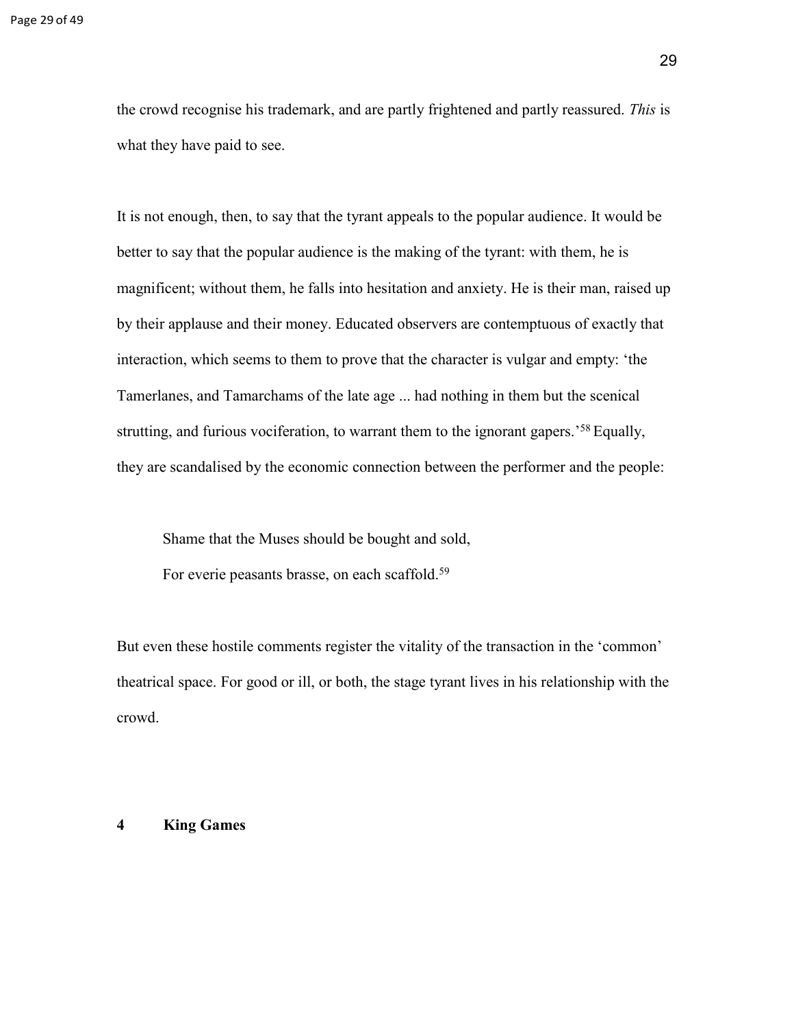the crowd recognise his trademark, and are partly frightened and partly reassured. *This* is what they have paid to see.

It is not enough, then, to say that the tyrant appeals to the popular audience. It would be better to say that the popular audience is the making of the tyrant: with them, he is magnificent; without them, he falls into hesitation and anxiety. He is their man, raised up by their applause and their money. Educated observers are contemptuous of exactly that interaction, which seems to them to prove that the character is vulgar and empty: 'the Tamerlanes, and Tamarchams of the late age ... had nothing in them but the scenical strutting, and furious vociferation, to warrant them to the ignorant gapers.'[58] Equally, they are scandalised by the economic connection between the performer and the people:

> Shame that the Muses should be bought and sold,
> For everie peasants brasse, on each scaffold.[59]

But even these hostile comments register the vitality of the transaction in the 'common' theatrical space. For good or ill, or both, the stage tyrant lives in his relationship with the crowd.

## 4 King Games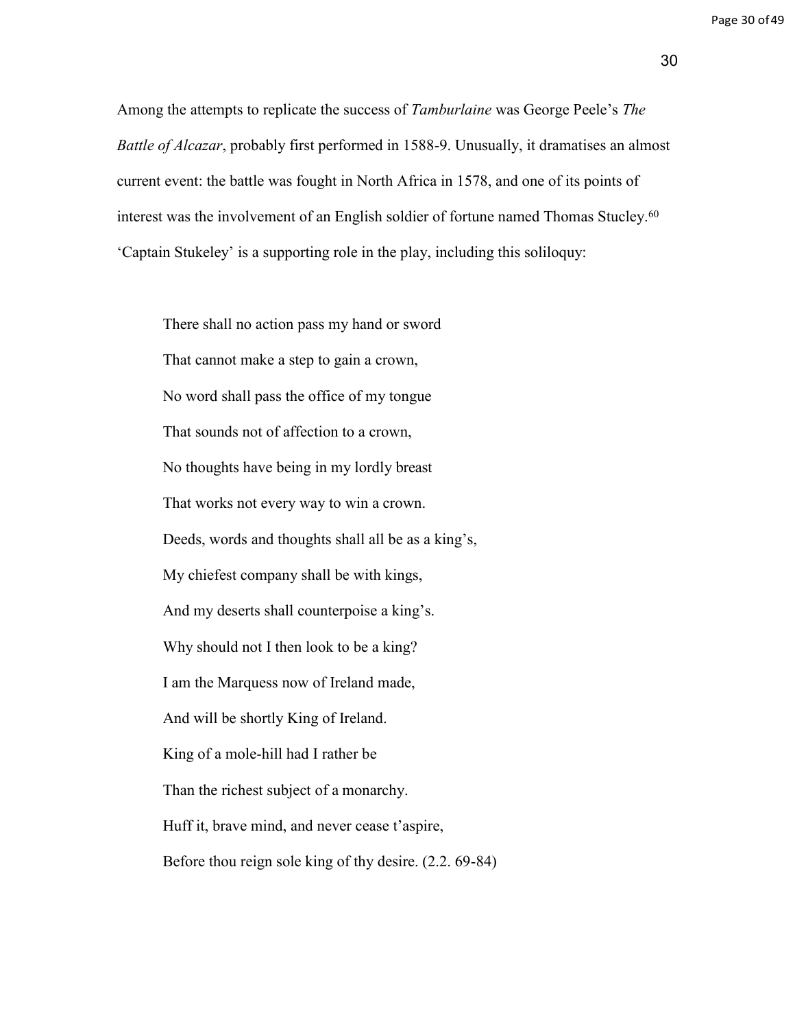Among the attempts to replicate the success of *Tamburlaine* was George Peele's *The Battle of Alcazar*, probably first performed in 1588-9. Unusually, it dramatises an almost current event: the battle was fought in North Africa in 1578, and one of its points of interest was the involvement of an English soldier of fortune named Thomas Stucley.[60] 'Captain Stukeley' is a supporting role in the play, including this soliloquy:

> There shall no action pass my hand or sword  
> That cannot make a step to gain a crown,  
> No word shall pass the office of my tongue  
> That sounds not of affection to a crown,  
> No thoughts have being in my lordly breast  
> That works not every way to win a crown.  
> Deeds, words and thoughts shall all be as a king's,  
> My chiefest company shall be with kings,  
> And my deserts shall counterpoise a king's.  
> Why should not I then look to be a king?  
> I am the Marquess now of Ireland made,  
> And will be shortly King of Ireland.  
> King of a mole-hill had I rather be  
> Than the richest subject of a monarchy.  
> Huff it, brave mind, and never cease t'aspire,  
> Before thou reign sole king of thy desire. (2.2. 69-84)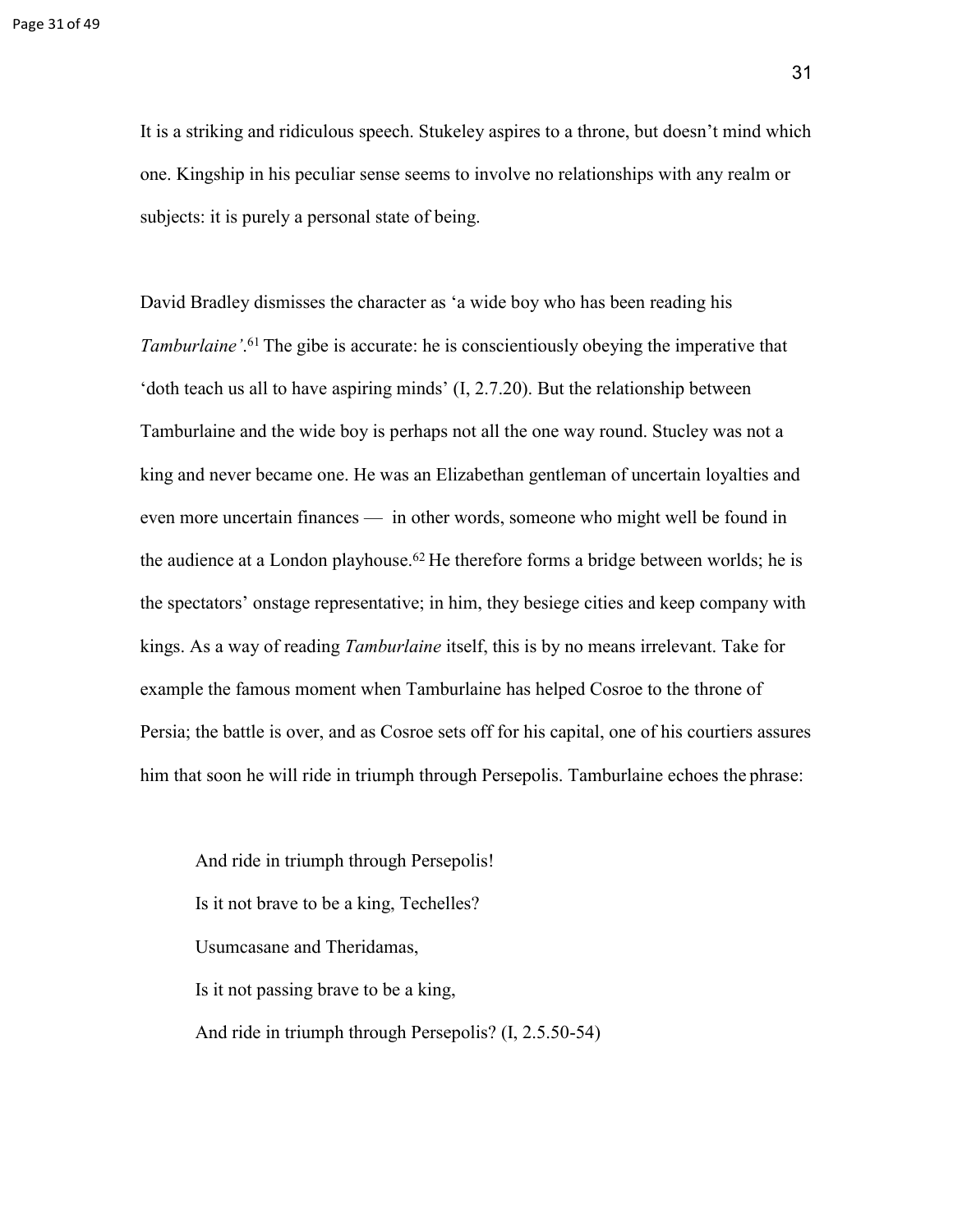It is a striking and ridiculous speech. Stukeley aspires to a throne, but doesn't mind which one. Kingship in his peculiar sense seems to involve no relationships with any realm or subjects: it is purely a personal state of being.

David Bradley dismisses the character as 'a wide boy who has been reading his *Tamburlaine'*.[61] The gibe is accurate: he is conscientiously obeying the imperative that 'doth teach us all to have aspiring minds' (I, 2.7.20). But the relationship between Tamburlaine and the wide boy is perhaps not all the one way round. Stucley was not a king and never became one. He was an Elizabethan gentleman of uncertain loyalties and even more uncertain finances — in other words, someone who might well be found in the audience at a London playhouse.[62] He therefore forms a bridge between worlds; he is the spectators' onstage representative; in him, they besiege cities and keep company with kings. As a way of reading *Tamburlaine* itself, this is by no means irrelevant. Take for example the famous moment when Tamburlaine has helped Cosroe to the throne of Persia; the battle is over, and as Cosroe sets off for his capital, one of his courtiers assures him that soon he will ride in triumph through Persepolis. Tamburlaine echoes the phrase:

> And ride in triumph through Persepolis!
> Is it not brave to be a king, Techelles?
> Usumcasane and Theridamas,
> Is it not passing brave to be a king,
> And ride in triumph through Persepolis? (I, 2.5.50-54)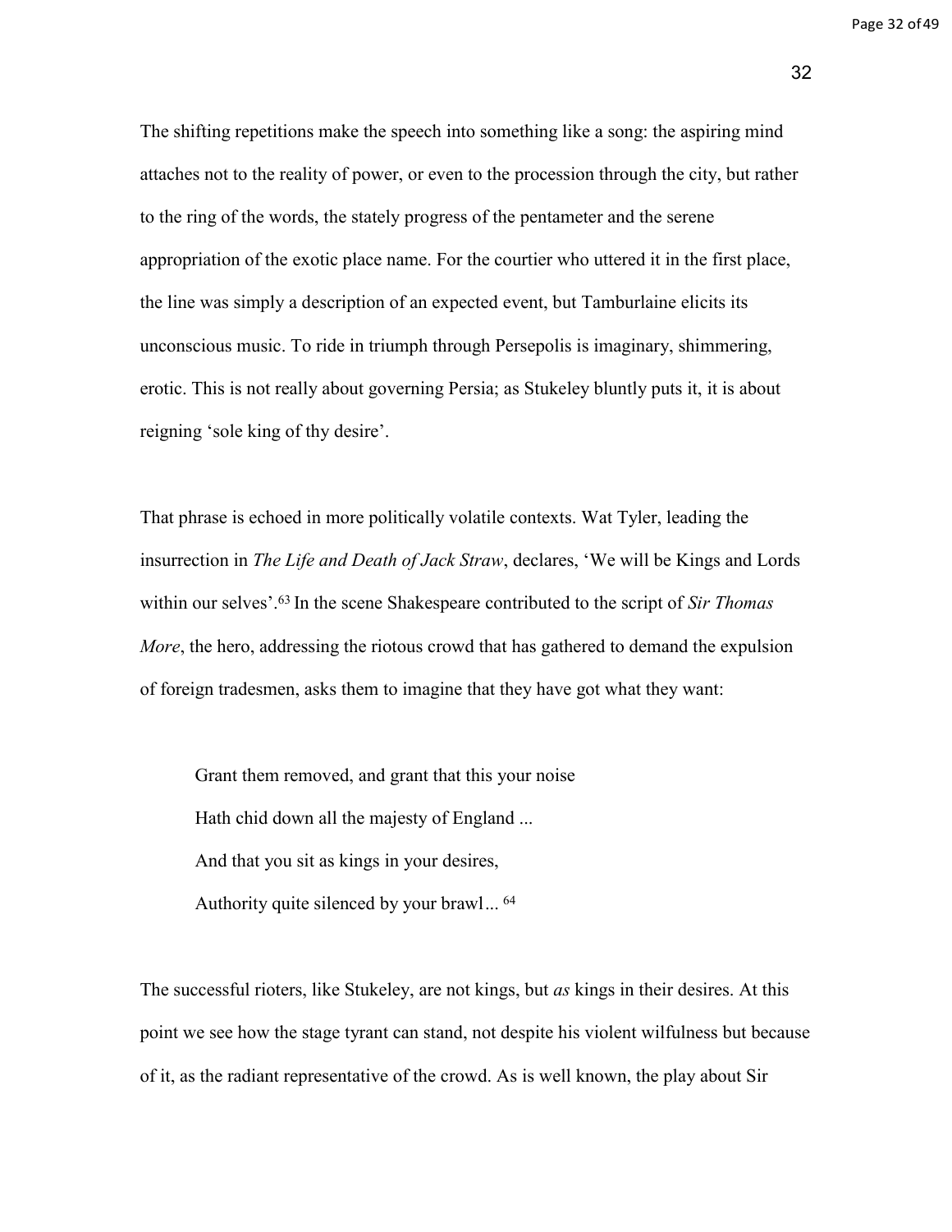The shifting repetitions make the speech into something like a song: the aspiring mind attaches not to the reality of power, or even to the procession through the city, but rather to the ring of the words, the stately progress of the pentameter and the serene appropriation of the exotic place name. For the courtier who uttered it in the first place, the line was simply a description of an expected event, but Tamburlaine elicits its unconscious music. To ride in triumph through Persepolis is imaginary, shimmering, erotic. This is not really about governing Persia; as Stukeley bluntly puts it, it is about reigning 'sole king of thy desire'.

That phrase is echoed in more politically volatile contexts. Wat Tyler, leading the insurrection in *The Life and Death of Jack Straw*, declares, 'We will be Kings and Lords within our selves'.[63] In the scene Shakespeare contributed to the script of *Sir Thomas More*, the hero, addressing the riotous crowd that has gathered to demand the expulsion of foreign tradesmen, asks them to imagine that they have got what they want:

> Grant them removed, and grant that this your noise
> Hath chid down all the majesty of England ...
> And that you sit as kings in your desires,
> Authority quite silenced by your brawl... [64]

The successful rioters, like Stukeley, are not kings, but *as* kings in their desires. At this point we see how the stage tyrant can stand, not despite his violent wilfulness but because of it, as the radiant representative of the crowd. As is well known, the play about Sir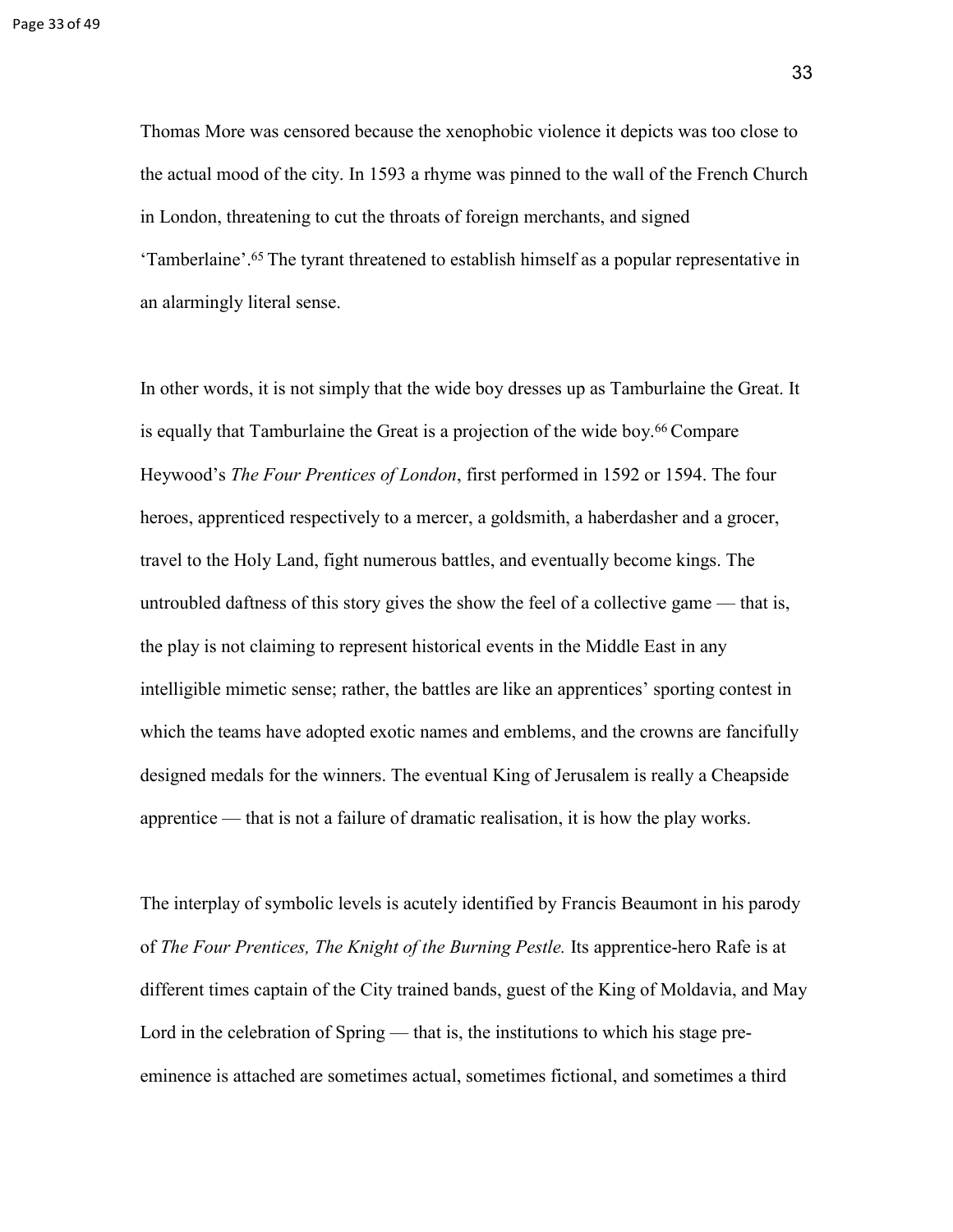Thomas More was censored because the xenophobic violence it depicts was too close to the actual mood of the city. In 1593 a rhyme was pinned to the wall of the French Church in London, threatening to cut the throats of foreign merchants, and signed 'Tamberlaine'.[65] The tyrant threatened to establish himself as a popular representative in an alarmingly literal sense.

In other words, it is not simply that the wide boy dresses up as Tamburlaine the Great. It is equally that Tamburlaine the Great is a projection of the wide boy.[66] Compare Heywood's *The Four Prentices of London*, first performed in 1592 or 1594. The four heroes, apprenticed respectively to a mercer, a goldsmith, a haberdasher and a grocer, travel to the Holy Land, fight numerous battles, and eventually become kings. The untroubled daftness of this story gives the show the feel of a collective game — that is, the play is not claiming to represent historical events in the Middle East in any intelligible mimetic sense; rather, the battles are like an apprentices' sporting contest in which the teams have adopted exotic names and emblems, and the crowns are fancifully designed medals for the winners. The eventual King of Jerusalem is really a Cheapside apprentice — that is not a failure of dramatic realisation, it is how the play works.

The interplay of symbolic levels is acutely identified by Francis Beaumont in his parody of *The Four Prentices, The Knight of the Burning Pestle.* Its apprentice-hero Rafe is at different times captain of the City trained bands, guest of the King of Moldavia, and May Lord in the celebration of Spring — that is, the institutions to which his stage pre-eminence is attached are sometimes actual, sometimes fictional, and sometimes a third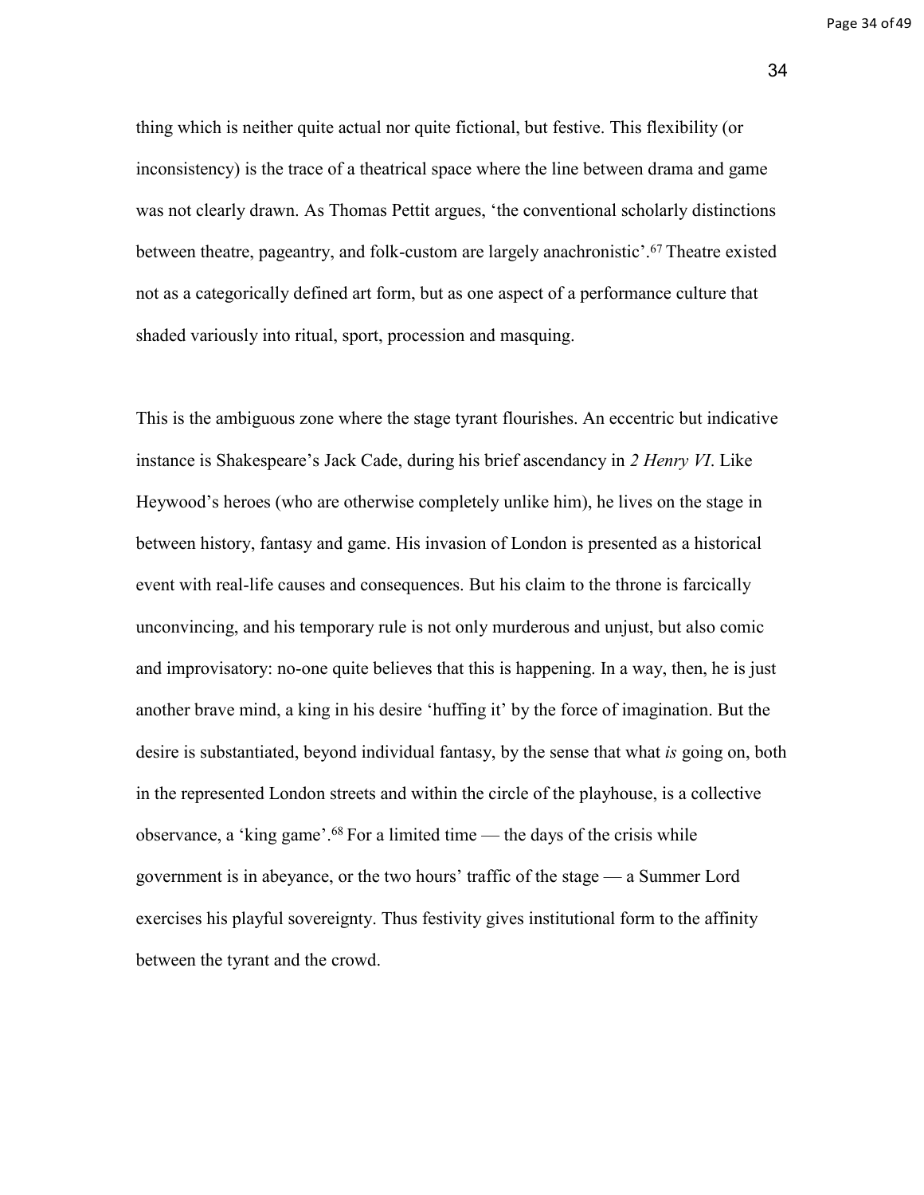thing which is neither quite actual nor quite fictional, but festive. This flexibility (or inconsistency) is the trace of a theatrical space where the line between drama and game was not clearly drawn. As Thomas Pettit argues, 'the conventional scholarly distinctions between theatre, pageantry, and folk-custom are largely anachronistic'.[67] Theatre existed not as a categorically defined art form, but as one aspect of a performance culture that shaded variously into ritual, sport, procession and masquing.

This is the ambiguous zone where the stage tyrant flourishes. An eccentric but indicative instance is Shakespeare's Jack Cade, during his brief ascendancy in *2 Henry VI*. Like Heywood's heroes (who are otherwise completely unlike him), he lives on the stage in between history, fantasy and game. His invasion of London is presented as a historical event with real-life causes and consequences. But his claim to the throne is farcically unconvincing, and his temporary rule is not only murderous and unjust, but also comic and improvisatory: no-one quite believes that this is happening. In a way, then, he is just another brave mind, a king in his desire 'huffing it' by the force of imagination. But the desire is substantiated, beyond individual fantasy, by the sense that what *is* going on, both in the represented London streets and within the circle of the playhouse, is a collective observance, a 'king game'.[68] For a limited time — the days of the crisis while government is in abeyance, or the two hours' traffic of the stage — a Summer Lord exercises his playful sovereignty. Thus festivity gives institutional form to the affinity between the tyrant and the crowd.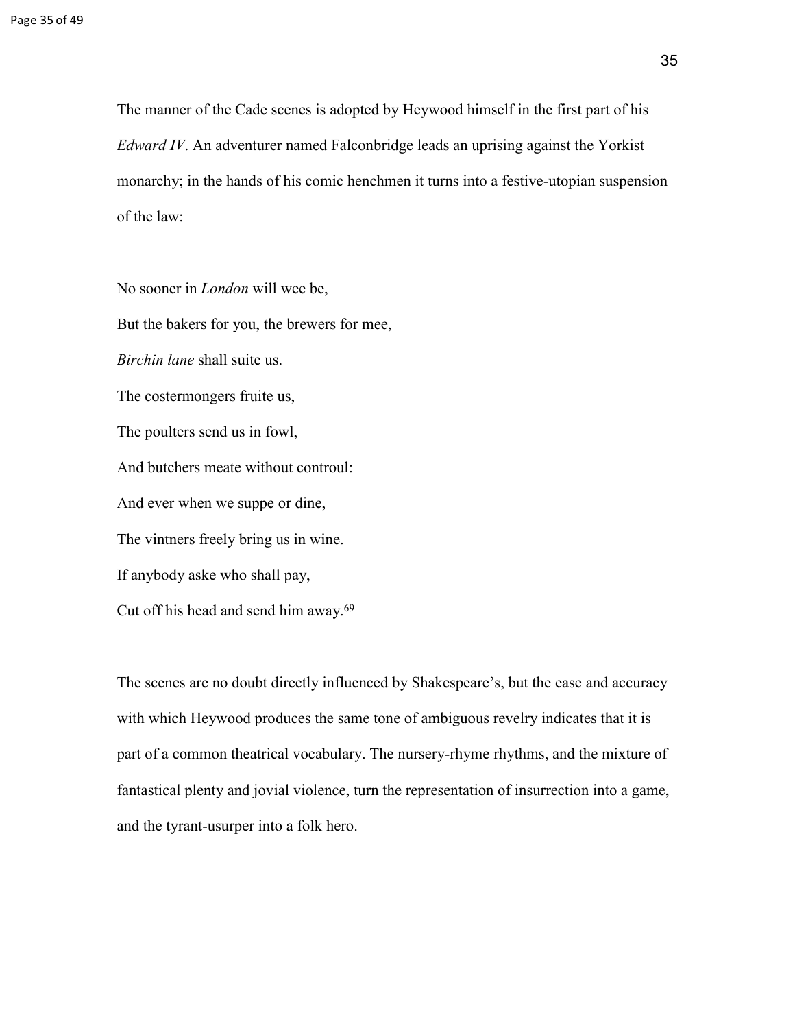The manner of the Cade scenes is adopted by Heywood himself in the first part of his *Edward IV*. An adventurer named Falconbridge leads an uprising against the Yorkist monarchy; in the hands of his comic henchmen it turns into a festive-utopian suspension of the law:

No sooner in *London* will wee be,  
But the bakers for you, the brewers for mee,  
*Birchin lane* shall suite us.  
The costermongers fruite us,  
The poulters send us in fowl,  
And butchers meate without controul:  
And ever when we suppe or dine,  
The vintners freely bring us in wine.  
If anybody aske who shall pay,  
Cut off his head and send him away.[69]

The scenes are no doubt directly influenced by Shakespeare's, but the ease and accuracy with which Heywood produces the same tone of ambiguous revelry indicates that it is part of a common theatrical vocabulary. The nursery-rhyme rhythms, and the mixture of fantastical plenty and jovial violence, turn the representation of insurrection into a game, and the tyrant-usurper into a folk hero.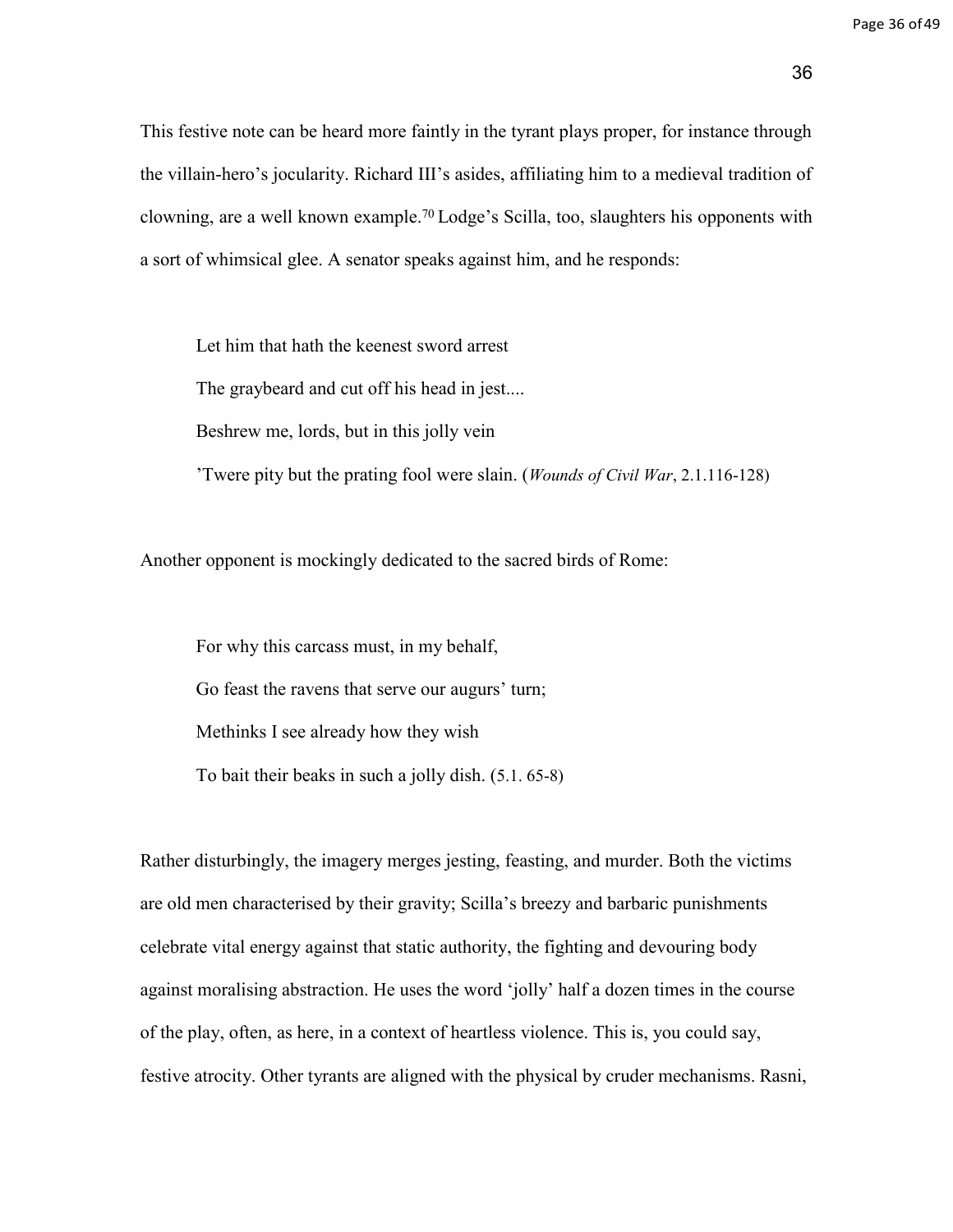This festive note can be heard more faintly in the tyrant plays proper, for instance through the villain-hero's jocularity. Richard III's asides, affiliating him to a medieval tradition of clowning, are a well known example.[70] Lodge's Scilla, too, slaughters his opponents with a sort of whimsical glee. A senator speaks against him, and he responds:

> Let him that hath the keenest sword arrest
>
> The graybeard and cut off his head in jest....
>
> Beshrew me, lords, but in this jolly vein
>
> 'Twere pity but the prating fool were slain. (*Wounds of Civil War*, 2.1.116-128)

Another opponent is mockingly dedicated to the sacred birds of Rome:

> For why this carcass must, in my behalf,
>
> Go feast the ravens that serve our augurs' turn;
>
> Methinks I see already how they wish
>
> To bait their beaks in such a jolly dish. (5.1. 65-8)

Rather disturbingly, the imagery merges jesting, feasting, and murder. Both the victims are old men characterised by their gravity; Scilla's breezy and barbaric punishments celebrate vital energy against that static authority, the fighting and devouring body against moralising abstraction. He uses the word 'jolly' half a dozen times in the course of the play, often, as here, in a context of heartless violence. This is, you could say, festive atrocity. Other tyrants are aligned with the physical by cruder mechanisms. Rasni,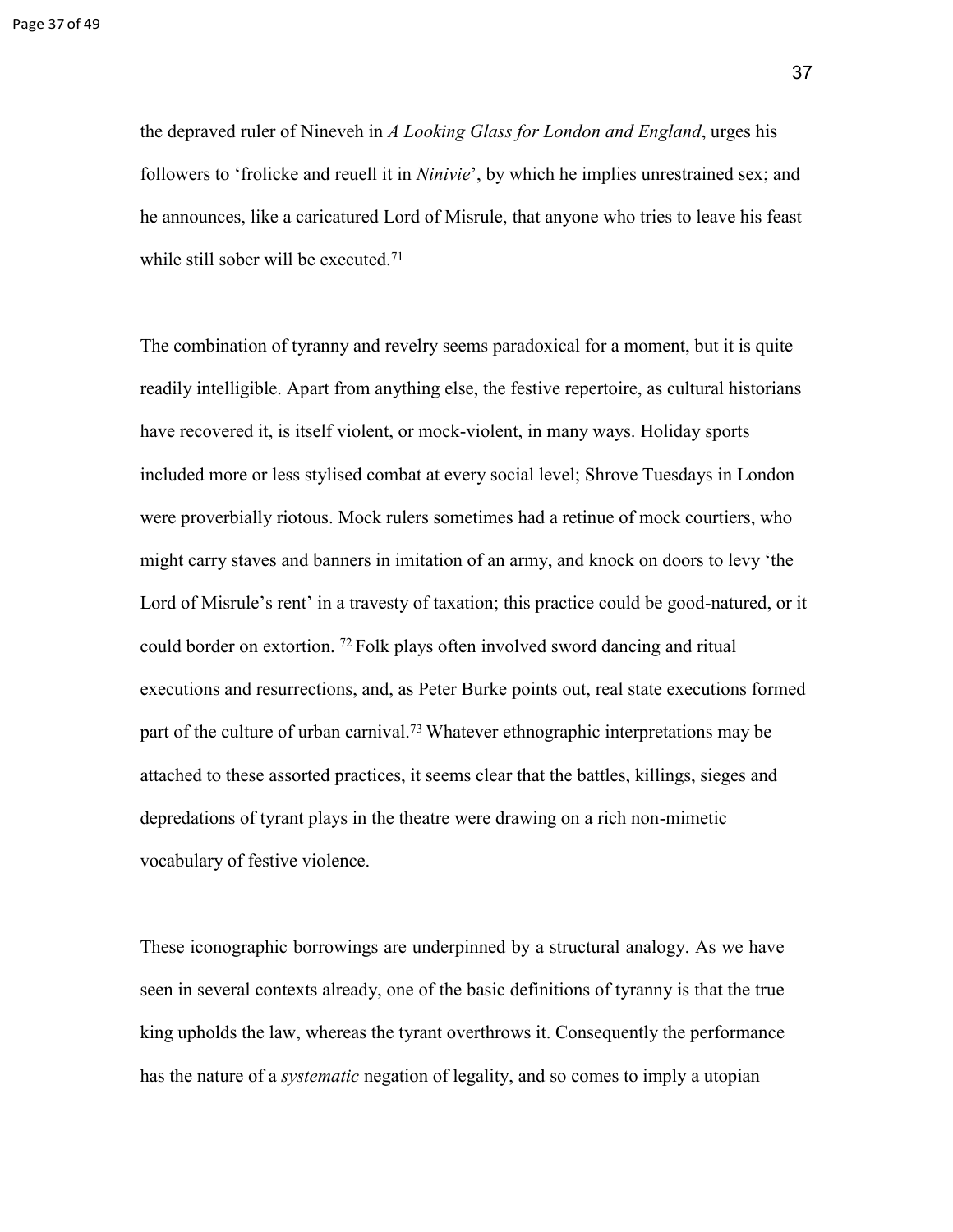the depraved ruler of Nineveh in *A Looking Glass for London and England*, urges his followers to 'frolicke and reuell it in *Ninivie*', by which he implies unrestrained sex; and he announces, like a caricatured Lord of Misrule, that anyone who tries to leave his feast while still sober will be executed.[71]

The combination of tyranny and revelry seems paradoxical for a moment, but it is quite readily intelligible. Apart from anything else, the festive repertoire, as cultural historians have recovered it, is itself violent, or mock-violent, in many ways. Holiday sports included more or less stylised combat at every social level; Shrove Tuesdays in London were proverbially riotous. Mock rulers sometimes had a retinue of mock courtiers, who might carry staves and banners in imitation of an army, and knock on doors to levy 'the Lord of Misrule's rent' in a travesty of taxation; this practice could be good-natured, or it could border on extortion. [72] Folk plays often involved sword dancing and ritual executions and resurrections, and, as Peter Burke points out, real state executions formed part of the culture of urban carnival.[73] Whatever ethnographic interpretations may be attached to these assorted practices, it seems clear that the battles, killings, sieges and depredations of tyrant plays in the theatre were drawing on a rich non-mimetic vocabulary of festive violence.

These iconographic borrowings are underpinned by a structural analogy. As we have seen in several contexts already, one of the basic definitions of tyranny is that the true king upholds the law, whereas the tyrant overthrows it. Consequently the performance has the nature of a *systematic* negation of legality, and so comes to imply a utopian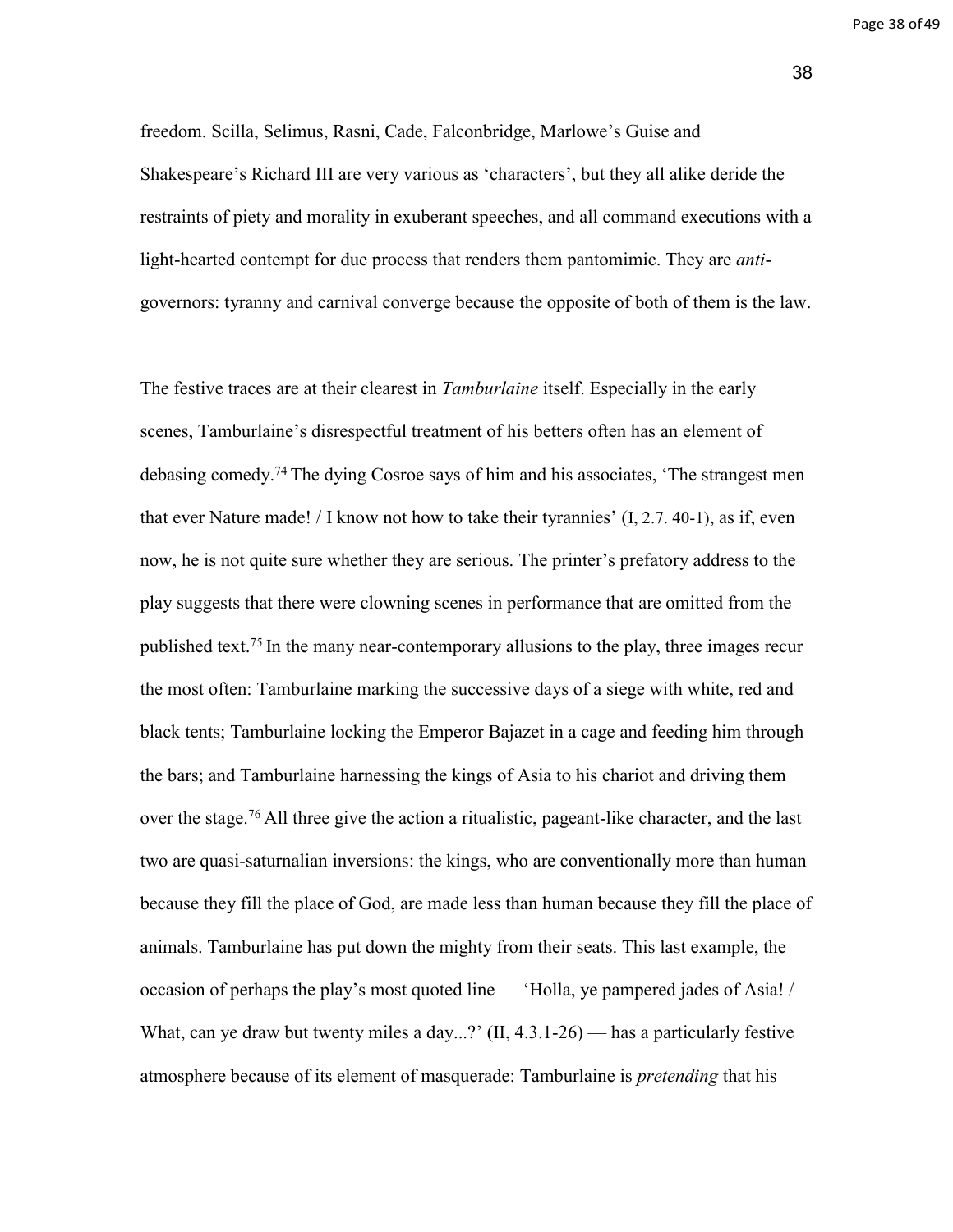freedom. Scilla, Selimus, Rasni, Cade, Falconbridge, Marlowe's Guise and Shakespeare's Richard III are very various as 'characters', but they all alike deride the restraints of piety and morality in exuberant speeches, and all command executions with a light-hearted contempt for due process that renders them pantomimic. They are *anti*-governors: tyranny and carnival converge because the opposite of both of them is the law.

The festive traces are at their clearest in *Tamburlaine* itself. Especially in the early scenes, Tamburlaine's disrespectful treatment of his betters often has an element of debasing comedy.[74] The dying Cosroe says of him and his associates, 'The strangest men that ever Nature made! / I know not how to take their tyrannies' (I, 2.7. 40-1), as if, even now, he is not quite sure whether they are serious. The printer's prefatory address to the play suggests that there were clowning scenes in performance that are omitted from the published text.[75] In the many near-contemporary allusions to the play, three images recur the most often: Tamburlaine marking the successive days of a siege with white, red and black tents; Tamburlaine locking the Emperor Bajazet in a cage and feeding him through the bars; and Tamburlaine harnessing the kings of Asia to his chariot and driving them over the stage.[76] All three give the action a ritualistic, pageant-like character, and the last two are quasi-saturnalian inversions: the kings, who are conventionally more than human because they fill the place of God, are made less than human because they fill the place of animals. Tamburlaine has put down the mighty from their seats. This last example, the occasion of perhaps the play's most quoted line — 'Holla, ye pampered jades of Asia! / What, can ye draw but twenty miles a day...?' (II, 4.3.1-26) — has a particularly festive atmosphere because of its element of masquerade: Tamburlaine is *pretending* that his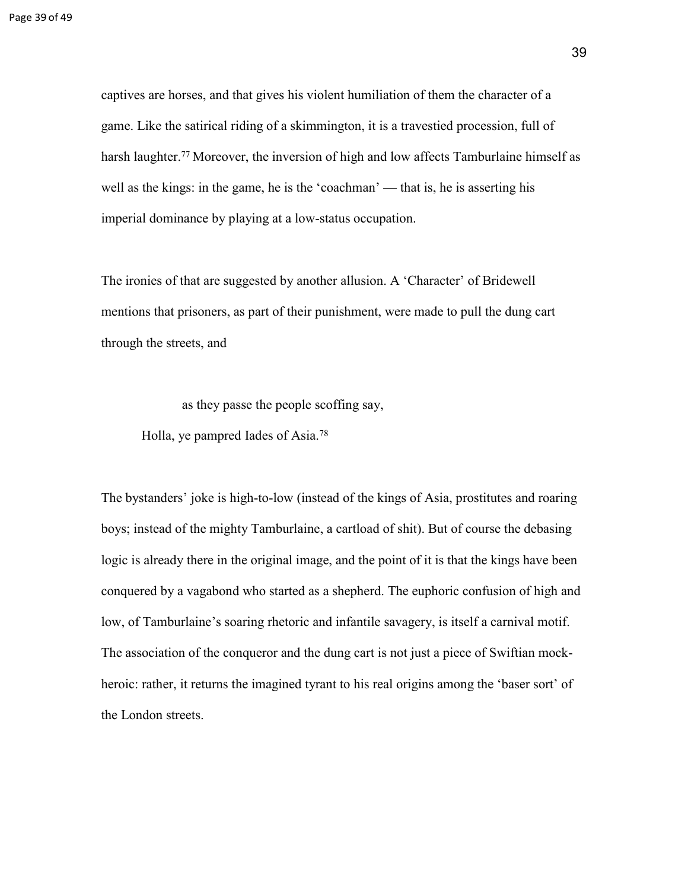captives are horses, and that gives his violent humiliation of them the character of a game. Like the satirical riding of a skimmington, it is a travestied procession, full of harsh laughter.[77] Moreover, the inversion of high and low affects Tamburlaine himself as well as the kings: in the game, he is the 'coachman' — that is, he is asserting his imperial dominance by playing at a low-status occupation.

The ironies of that are suggested by another allusion. A 'Character' of Bridewell mentions that prisoners, as part of their punishment, were made to pull the dung cart through the streets, and

> as they passe the people scoffing say,
>
> Holla, ye pampred Iades of Asia.[78]

The bystanders' joke is high-to-low (instead of the kings of Asia, prostitutes and roaring boys; instead of the mighty Tamburlaine, a cartload of shit). But of course the debasing logic is already there in the original image, and the point of it is that the kings have been conquered by a vagabond who started as a shepherd. The euphoric confusion of high and low, of Tamburlaine's soaring rhetoric and infantile savagery, is itself a carnival motif. The association of the conqueror and the dung cart is not just a piece of Swiftian mock-heroic: rather, it returns the imagined tyrant to his real origins among the 'baser sort' of the London streets.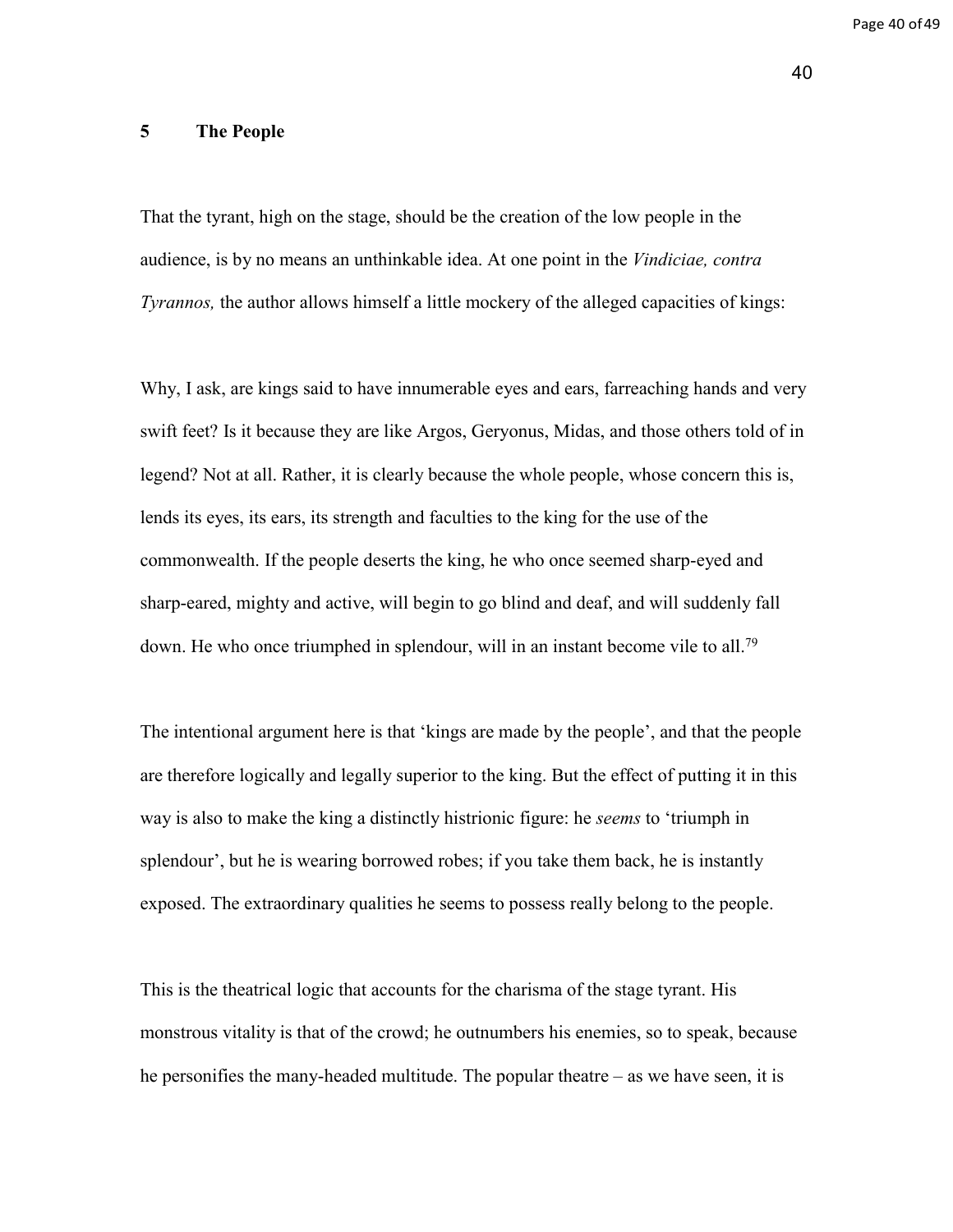## 5 The People

That the tyrant, high on the stage, should be the creation of the low people in the audience, is by no means an unthinkable idea. At one point in the *Vindiciae, contra Tyrannos,* the author allows himself a little mockery of the alleged capacities of kings:

Why, I ask, are kings said to have innumerable eyes and ears, farreaching hands and very swift feet? Is it because they are like Argos, Geryonus, Midas, and those others told of in legend? Not at all. Rather, it is clearly because the whole people, whose concern this is, lends its eyes, its ears, its strength and faculties to the king for the use of the commonwealth. If the people deserts the king, he who once seemed sharp-eyed and sharp-eared, mighty and active, will begin to go blind and deaf, and will suddenly fall down. He who once triumphed in splendour, will in an instant become vile to all.[79]

The intentional argument here is that 'kings are made by the people', and that the people are therefore logically and legally superior to the king. But the effect of putting it in this way is also to make the king a distinctly histrionic figure: he *seems* to 'triumph in splendour', but he is wearing borrowed robes; if you take them back, he is instantly exposed. The extraordinary qualities he seems to possess really belong to the people.

This is the theatrical logic that accounts for the charisma of the stage tyrant. His monstrous vitality is that of the crowd; he outnumbers his enemies, so to speak, because he personifies the many-headed multitude. The popular theatre – as we have seen, it is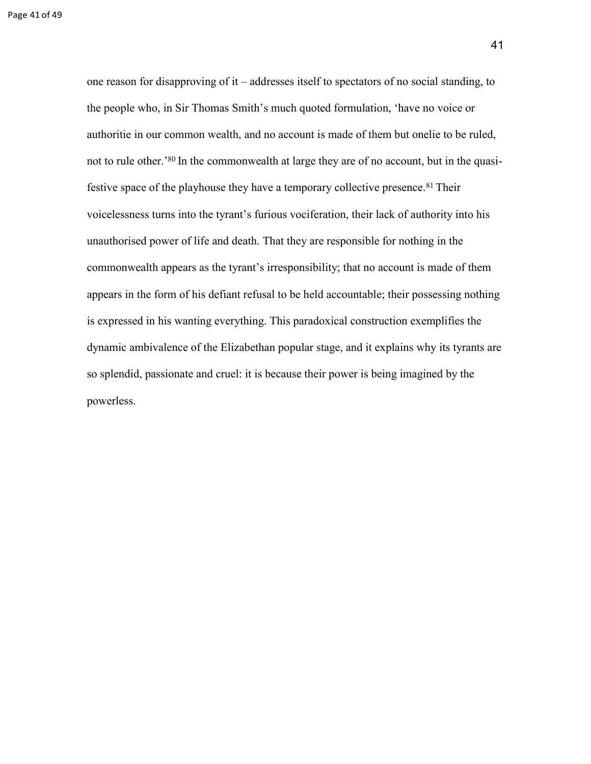one reason for disapproving of it – addresses itself to spectators of no social standing, to the people who, in Sir Thomas Smith's much quoted formulation, 'have no voice or authoritie in our common wealth, and no account is made of them but onelie to be ruled, not to rule other.'[80] In the commonwealth at large they are of no account, but in the quasi-festive space of the playhouse they have a temporary collective presence.[81] Their voicelessness turns into the tyrant's furious vociferation, their lack of authority into his unauthorised power of life and death. That they are responsible for nothing in the commonwealth appears as the tyrant's irresponsibility; that no account is made of them appears in the form of his defiant refusal to be held accountable; their possessing nothing is expressed in his wanting everything. This paradoxical construction exemplifies the dynamic ambivalence of the Elizabethan popular stage, and it explains why its tyrants are so splendid, passionate and cruel: it is because their power is being imagined by the powerless.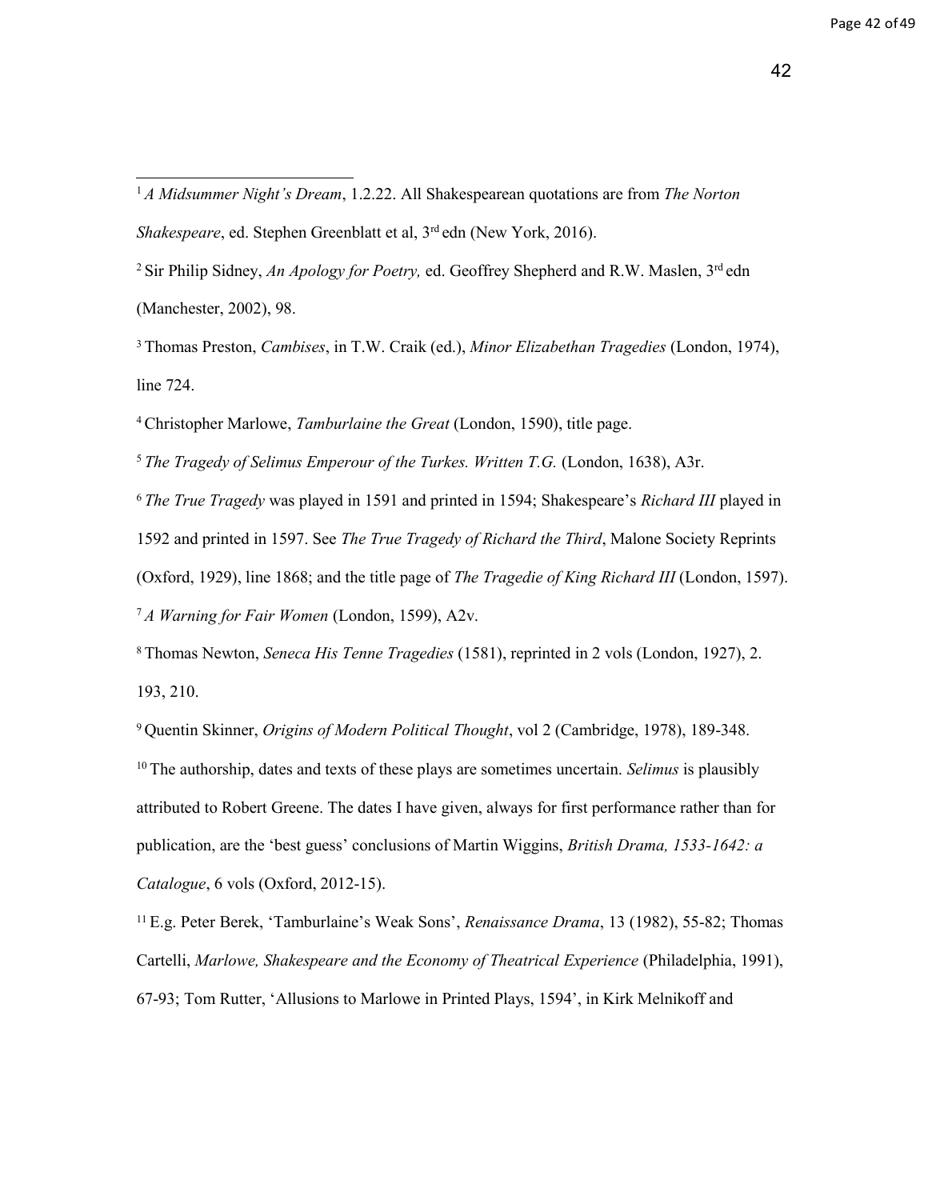[1] *A Midsummer Night's Dream*, 1.2.22. All Shakespearean quotations are from *The Norton Shakespeare*, ed. Stephen Greenblatt et al, 3rd edn (New York, 2016).

[2] Sir Philip Sidney, *An Apology for Poetry,* ed. Geoffrey Shepherd and R.W. Maslen, 3rd edn (Manchester, 2002), 98.

[3] Thomas Preston, *Cambises*, in T.W. Craik (ed.), *Minor Elizabethan Tragedies* (London, 1974), line 724.

[4] Christopher Marlowe, *Tamburlaine the Great* (London, 1590), title page.

[5] *The Tragedy of Selimus Emperour of the Turkes. Written T.G.* (London, 1638), A3r.

[6] *The True Tragedy* was played in 1591 and printed in 1594; Shakespeare's *Richard III* played in 1592 and printed in 1597. See *The True Tragedy of Richard the Third*, Malone Society Reprints (Oxford, 1929), line 1868; and the title page of *The Tragedie of King Richard III* (London, 1597).

[7] *A Warning for Fair Women* (London, 1599), A2v.

[8] Thomas Newton, *Seneca His Tenne Tragedies* (1581), reprinted in 2 vols (London, 1927), 2. 193, 210.

[9] Quentin Skinner, *Origins of Modern Political Thought*, vol 2 (Cambridge, 1978), 189-348.

[10] The authorship, dates and texts of these plays are sometimes uncertain. *Selimus* is plausibly attributed to Robert Greene. The dates I have given, always for first performance rather than for publication, are the 'best guess' conclusions of Martin Wiggins, *British Drama, 1533-1642: a Catalogue*, 6 vols (Oxford, 2012-15).

[11] E.g. Peter Berek, 'Tamburlaine's Weak Sons', *Renaissance Drama*, 13 (1982), 55-82; Thomas Cartelli, *Marlowe, Shakespeare and the Economy of Theatrical Experience* (Philadelphia, 1991), 67-93; Tom Rutter, 'Allusions to Marlowe in Printed Plays, 1594', in Kirk Melnikoff and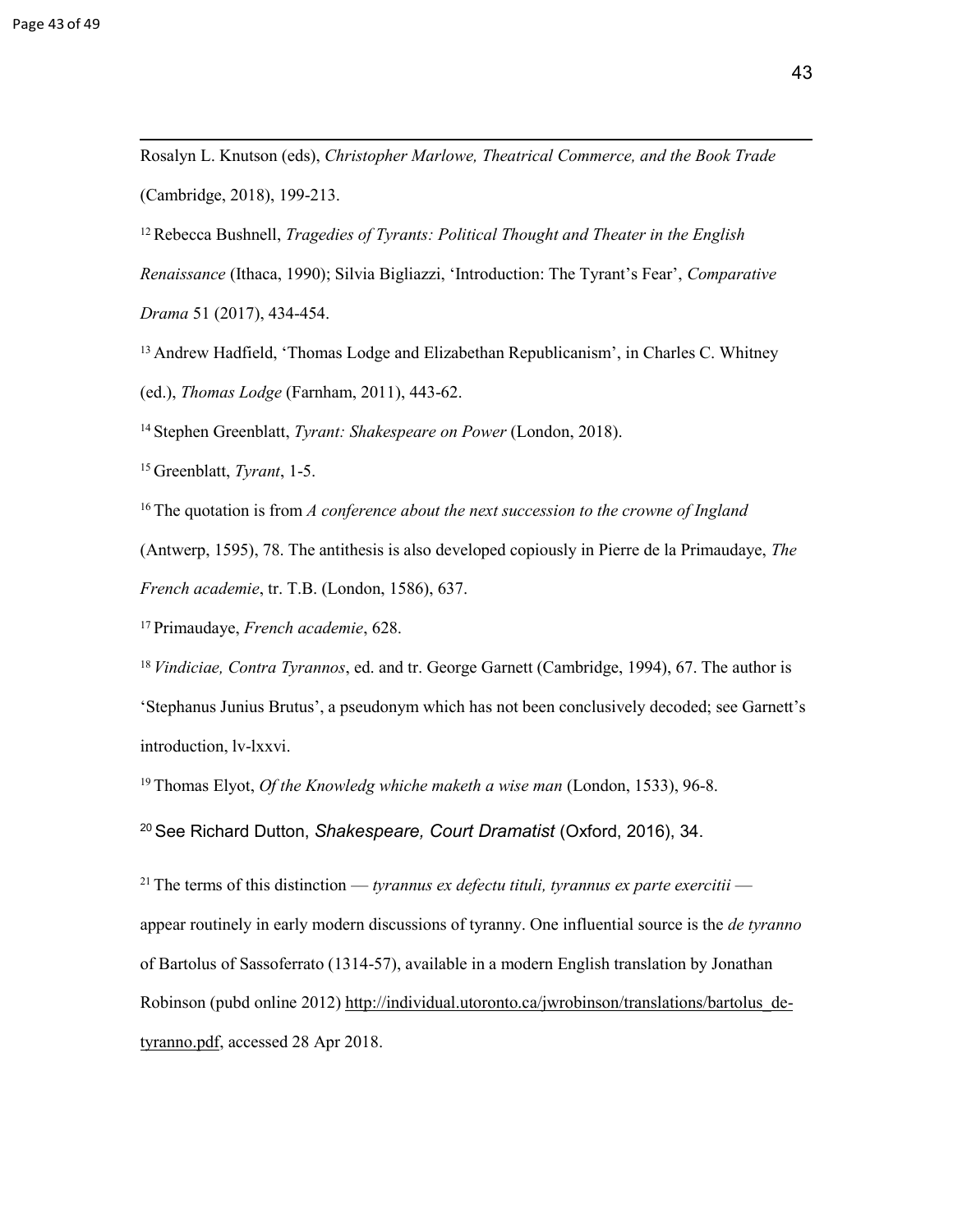Rosalyn L. Knutson (eds), *Christopher Marlowe, Theatrical Commerce, and the Book Trade* (Cambridge, 2018), 199-213.

[12] Rebecca Bushnell, *Tragedies of Tyrants: Political Thought and Theater in the English Renaissance* (Ithaca, 1990); Silvia Bigliazzi, 'Introduction: The Tyrant's Fear', *Comparative Drama* 51 (2017), 434-454.

[13] Andrew Hadfield, 'Thomas Lodge and Elizabethan Republicanism', in Charles C. Whitney (ed.), *Thomas Lodge* (Farnham, 2011), 443-62.

[14] Stephen Greenblatt, *Tyrant: Shakespeare on Power* (London, 2018).

[15] Greenblatt, *Tyrant*, 1-5.

[16] The quotation is from *A conference about the next succession to the crowne of Ingland* (Antwerp, 1595), 78. The antithesis is also developed copiously in Pierre de la Primaudaye, *The French academie*, tr. T.B. (London, 1586), 637.

[17] Primaudaye, *French academie*, 628.

[18] *Vindiciae, Contra Tyrannos*, ed. and tr. George Garnett (Cambridge, 1994), 67. The author is 'Stephanus Junius Brutus', a pseudonym which has not been conclusively decoded; see Garnett's introduction, lv-lxxvi.

[19] Thomas Elyot, *Of the Knowledg whiche maketh a wise man* (London, 1533), 96-8.

[20] See Richard Dutton, *Shakespeare, Court Dramatist* (Oxford, 2016), 34.

[21] The terms of this distinction — *tyrannus ex defectu tituli, tyrannus ex parte exercitii* — appear routinely in early modern discussions of tyranny. One influential source is the *de tyranno* of Bartolus of Sassoferrato (1314-57), available in a modern English translation by Jonathan Robinson (pubd online 2012) http://individual.utoronto.ca/jwrobinson/translations/bartolus_de-tyranno.pdf, accessed 28 Apr 2018.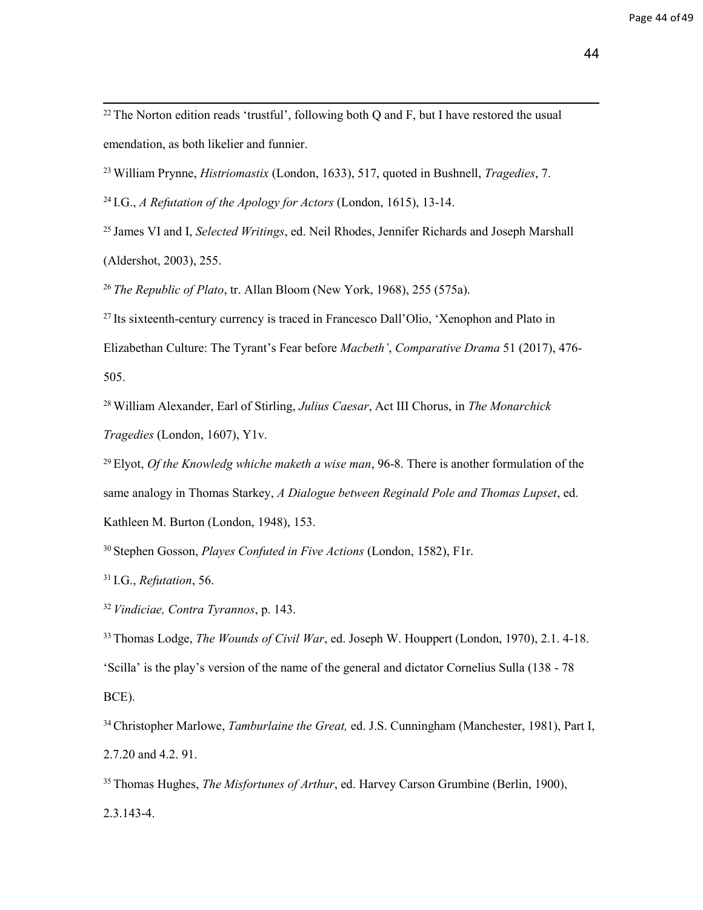[22] The Norton edition reads 'trustful', following both Q and F, but I have restored the usual emendation, as both likelier and funnier.

[23] William Prynne, *Histriomastix* (London, 1633), 517, quoted in Bushnell, *Tragedies*, 7.

[24] I.G., *A Refutation of the Apology for Actors* (London, 1615), 13-14.

[25] James VI and I, *Selected Writings*, ed. Neil Rhodes, Jennifer Richards and Joseph Marshall (Aldershot, 2003), 255.

[26] *The Republic of Plato*, tr. Allan Bloom (New York, 1968), 255 (575a).

[27] Its sixteenth-century currency is traced in Francesco Dall'Olio, 'Xenophon and Plato in Elizabethan Culture: The Tyrant's Fear before *Macbeth*', *Comparative Drama* 51 (2017), 476-505.

[28] William Alexander, Earl of Stirling, *Julius Caesar*, Act III Chorus, in *The Monarchick Tragedies* (London, 1607), Y1v.

[29] Elyot, *Of the Knowledg whiche maketh a wise man*, 96-8. There is another formulation of the same analogy in Thomas Starkey, *A Dialogue between Reginald Pole and Thomas Lupset*, ed. Kathleen M. Burton (London, 1948), 153.

[30] Stephen Gosson, *Playes Confuted in Five Actions* (London, 1582), F1r.

[31] I.G., *Refutation*, 56.

[32] *Vindiciae, Contra Tyrannos*, p. 143.

[33] Thomas Lodge, *The Wounds of Civil War*, ed. Joseph W. Houppert (London, 1970), 2.1. 4-18. 'Scilla' is the play's version of the name of the general and dictator Cornelius Sulla (138 - 78 BCE).

[34] Christopher Marlowe, *Tamburlaine the Great,* ed. J.S. Cunningham (Manchester, 1981), Part I, 2.7.20 and 4.2. 91.

[35] Thomas Hughes, *The Misfortunes of Arthur*, ed. Harvey Carson Grumbine (Berlin, 1900), 2.3.143-4.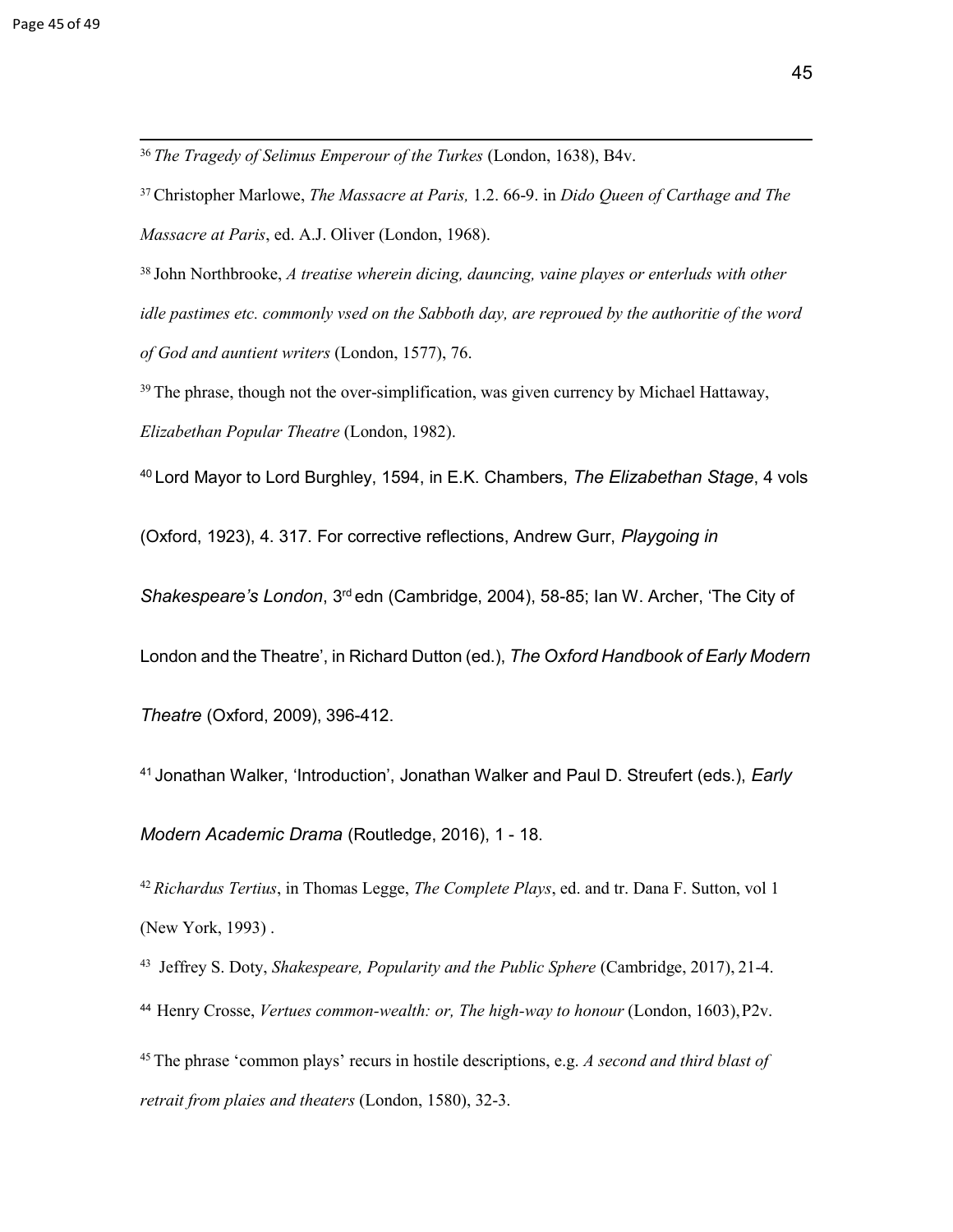[36] *The Tragedy of Selimus Emperour of the Turkes* (London, 1638), B4v.

[37] Christopher Marlowe, *The Massacre at Paris,* 1.2. 66-9. in *Dido Queen of Carthage and The Massacre at Paris*, ed. A.J. Oliver (London, 1968).

[38] John Northbrooke, *A treatise wherein dicing, dauncing, vaine playes or enterluds with other idle pastimes etc. commonly vsed on the Sabboth day, are reproued by the authoritie of the word of God and auntient writers* (London, 1577), 76.

[39] The phrase, though not the over-simplification, was given currency by Michael Hattaway, *Elizabethan Popular Theatre* (London, 1982).

[40] Lord Mayor to Lord Burghley, 1594, in E.K. Chambers, *The Elizabethan Stage*, 4 vols (Oxford, 1923), 4. 317. For corrective reflections, Andrew Gurr, *Playgoing in Shakespeare's London*, 3rd edn (Cambridge, 2004), 58-85; Ian W. Archer, 'The City of London and the Theatre', in Richard Dutton (ed.), *The Oxford Handbook of Early Modern Theatre* (Oxford, 2009), 396-412.

[41] Jonathan Walker, 'Introduction', Jonathan Walker and Paul D. Streufert (eds.), *Early Modern Academic Drama* (Routledge, 2016), 1 - 18.

[42] *Richardus Tertius*, in Thomas Legge, *The Complete Plays*, ed. and tr. Dana F. Sutton, vol 1 (New York, 1993) .

[43] Jeffrey S. Doty, *Shakespeare, Popularity and the Public Sphere* (Cambridge, 2017), 21-4.

[44] Henry Crosse, *Vertues common-wealth: or, The high-way to honour* (London, 1603), P2v.

[45] The phrase 'common plays' recurs in hostile descriptions, e.g. *A second and third blast of retrait from plaies and theaters* (London, 1580), 32-3.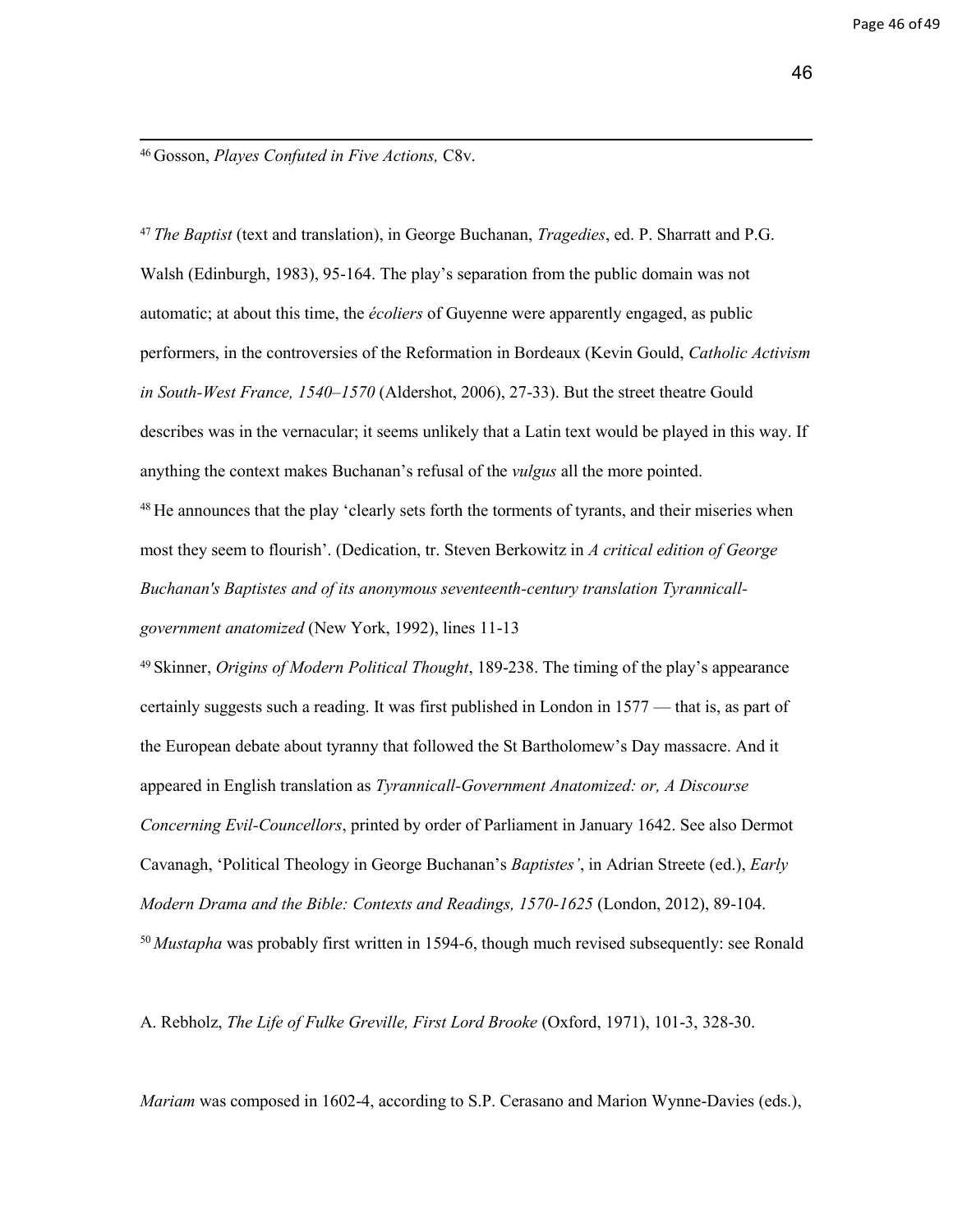[46] Gosson, *Playes Confuted in Five Actions,* C8v.

[47] *The Baptist* (text and translation), in George Buchanan, *Tragedies*, ed. P. Sharratt and P.G. Walsh (Edinburgh, 1983), 95-164. The play's separation from the public domain was not automatic; at about this time, the *écoliers* of Guyenne were apparently engaged, as public performers, in the controversies of the Reformation in Bordeaux (Kevin Gould, *Catholic Activism in South-West France, 1540–1570* (Aldershot, 2006), 27-33). But the street theatre Gould describes was in the vernacular; it seems unlikely that a Latin text would be played in this way. If anything the context makes Buchanan's refusal of the *vulgus* all the more pointed.

[48] He announces that the play 'clearly sets forth the torments of tyrants, and their miseries when most they seem to flourish'. (Dedication, tr. Steven Berkowitz in *A critical edition of George Buchanan's Baptistes and of its anonymous seventeenth-century translation Tyrannicall-government anatomized* (New York, 1992), lines 11-13

[49] Skinner, *Origins of Modern Political Thought*, 189-238. The timing of the play's appearance certainly suggests such a reading. It was first published in London in 1577 — that is, as part of the European debate about tyranny that followed the St Bartholomew's Day massacre. And it appeared in English translation as *Tyrannicall-Government Anatomized: or, A Discourse Concerning Evil-Councellors*, printed by order of Parliament in January 1642. See also Dermot Cavanagh, 'Political Theology in George Buchanan's *Baptistes'*, in Adrian Streete (ed.), *Early Modern Drama and the Bible: Contexts and Readings, 1570-1625* (London, 2012), 89-104.

[50] *Mustapha* was probably first written in 1594-6, though much revised subsequently: see Ronald A. Rebholz, *The Life of Fulke Greville, First Lord Brooke* (Oxford, 1971), 101-3, 328-30. *Mariam* was composed in 1602-4, according to S.P. Cerasano and Marion Wynne-Davies (eds.),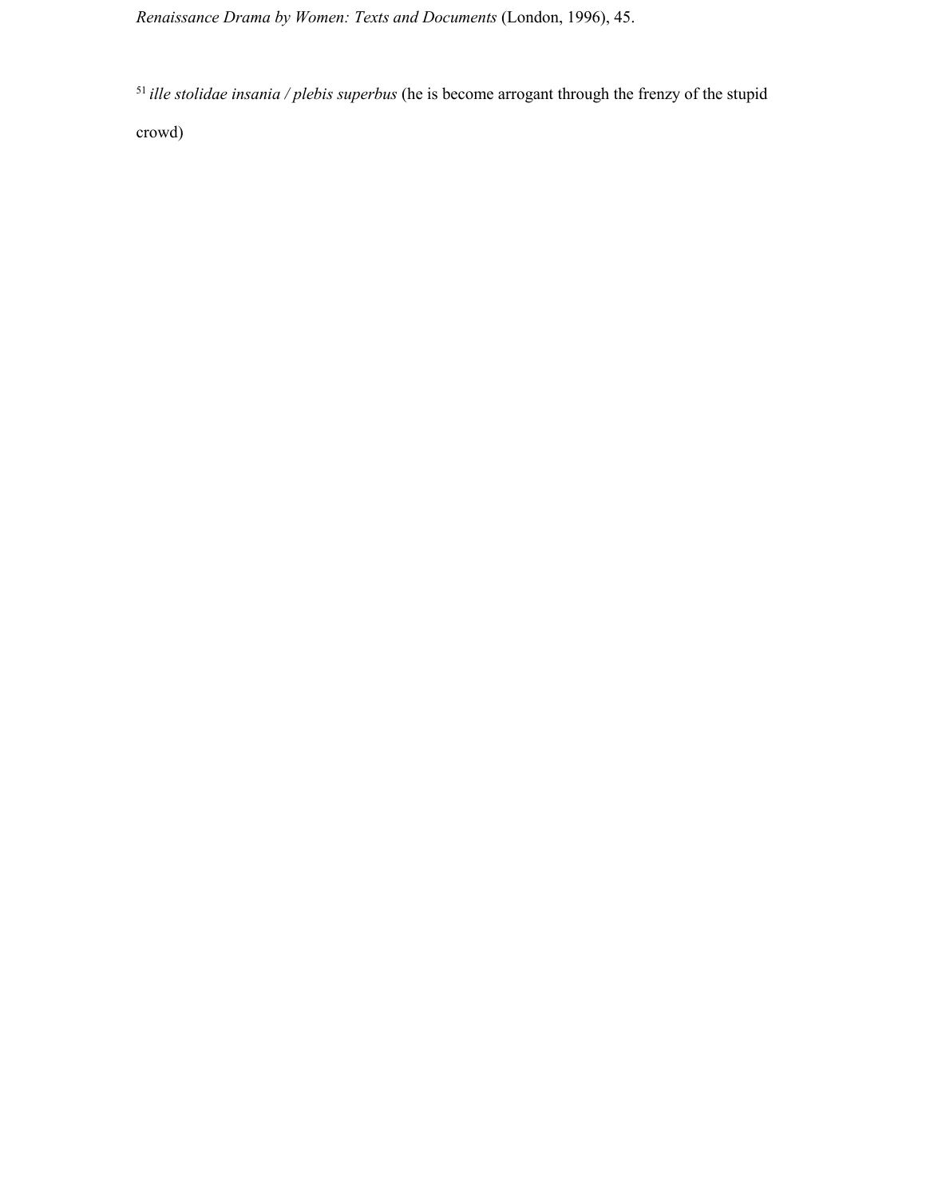*Renaissance Drama by Women: Texts and Documents* (London, 1996), 45.

[51] *ille stolidae insania / plebis superbus* (he is become arrogant through the frenzy of the stupid crowd)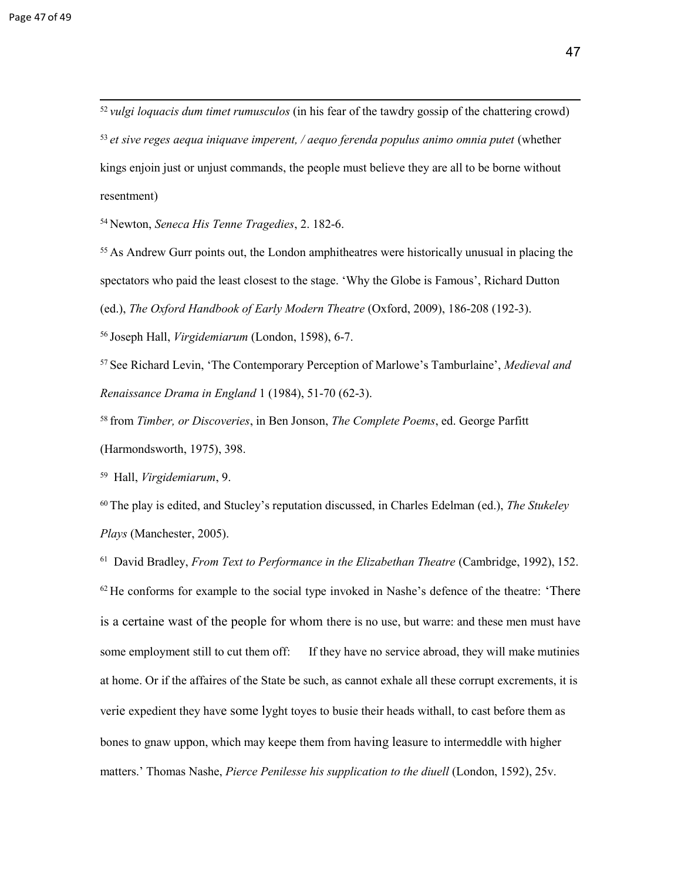[52] *vulgi loquacis dum timet rumusculos* (in his fear of the tawdry gossip of the chattering crowd)

[53] *et sive reges aequa iniquave imperent, / aequo ferenda populus animo omnia putet* (whether kings enjoin just or unjust commands, the people must believe they are all to be borne without resentment)

[54] Newton, *Seneca His Tenne Tragedies*, 2. 182-6.

[55] As Andrew Gurr points out, the London amphitheatres were historically unusual in placing the spectators who paid the least closest to the stage. 'Why the Globe is Famous', Richard Dutton (ed.), *The Oxford Handbook of Early Modern Theatre* (Oxford, 2009), 186-208 (192-3).

[56] Joseph Hall, *Virgidemiarum* (London, 1598), 6-7.

[57] See Richard Levin, 'The Contemporary Perception of Marlowe's Tamburlaine', *Medieval and Renaissance Drama in England* 1 (1984), 51-70 (62-3).

[58] from *Timber, or Discoveries*, in Ben Jonson, *The Complete Poems*, ed. George Parfitt (Harmondsworth, 1975), 398.

[59] Hall, *Virgidemiarum*, 9.

[60] The play is edited, and Stucley's reputation discussed, in Charles Edelman (ed.), *The Stukeley Plays* (Manchester, 2005).

[61] David Bradley, *From Text to Performance in the Elizabethan Theatre* (Cambridge, 1992), 152.

[62] He conforms for example to the social type invoked in Nashe's defence of the theatre: 'There is a certaine wast of the people for whom there is no use, but warre: and these men must have some employment still to cut them off: If they have no service abroad, they will make mutinies at home. Or if the affaires of the State be such, as cannot exhale all these corrupt excrements, it is verie expedient they have some lyght toyes to busie their heads withall, to cast before them as bones to gnaw uppon, which may keepe them from having leasure to intermeddle with higher matters.' Thomas Nashe, *Pierce Penilesse his supplication to the diuell* (London, 1592), 25v.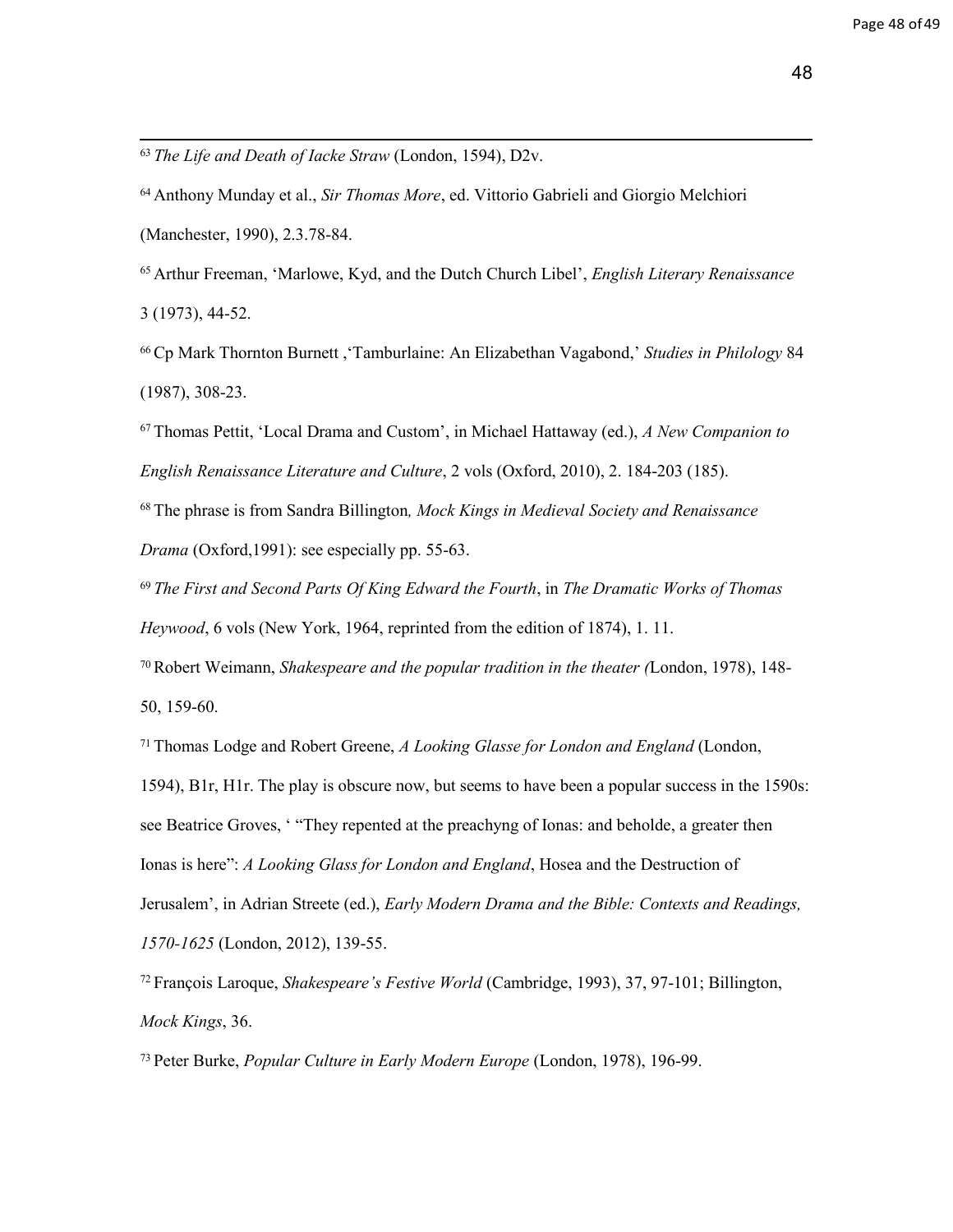[63] *The Life and Death of Iacke Straw* (London, 1594), D2v.

[64] Anthony Munday et al., *Sir Thomas More*, ed. Vittorio Gabrieli and Giorgio Melchiori (Manchester, 1990), 2.3.78-84.

[65] Arthur Freeman, 'Marlowe, Kyd, and the Dutch Church Libel', *English Literary Renaissance* 3 (1973), 44-52.

[66] Cp Mark Thornton Burnett ,'Tamburlaine: An Elizabethan Vagabond,' *Studies in Philology* 84 (1987), 308-23.

[67] Thomas Pettit, 'Local Drama and Custom', in Michael Hattaway (ed.), *A New Companion to English Renaissance Literature and Culture*, 2 vols (Oxford, 2010), 2. 184-203 (185).

[68] The phrase is from Sandra Billington*, Mock Kings in Medieval Society and Renaissance Drama* (Oxford,1991): see especially pp. 55-63.

[69] *The First and Second Parts Of King Edward the Fourth*, in *The Dramatic Works of Thomas Heywood*, 6 vols (New York, 1964, reprinted from the edition of 1874), 1. 11.

[70] Robert Weimann, *Shakespeare and the popular tradition in the theater (*London, 1978), 148-50, 159-60.

[71] Thomas Lodge and Robert Greene, *A Looking Glasse for London and England* (London, 1594), B1r, H1r. The play is obscure now, but seems to have been a popular success in the 1590s: see Beatrice Groves, ' "They repented at the preachyng of Ionas: and beholde, a greater then Ionas is here": *A Looking Glass for London and England*, Hosea and the Destruction of Jerusalem', in Adrian Streete (ed.), *Early Modern Drama and the Bible: Contexts and Readings, 1570-1625* (London, 2012), 139-55.

[72] François Laroque, *Shakespeare's Festive World* (Cambridge, 1993), 37, 97-101; Billington, *Mock Kings*, 36.

[73] Peter Burke, *Popular Culture in Early Modern Europe* (London, 1978), 196-99.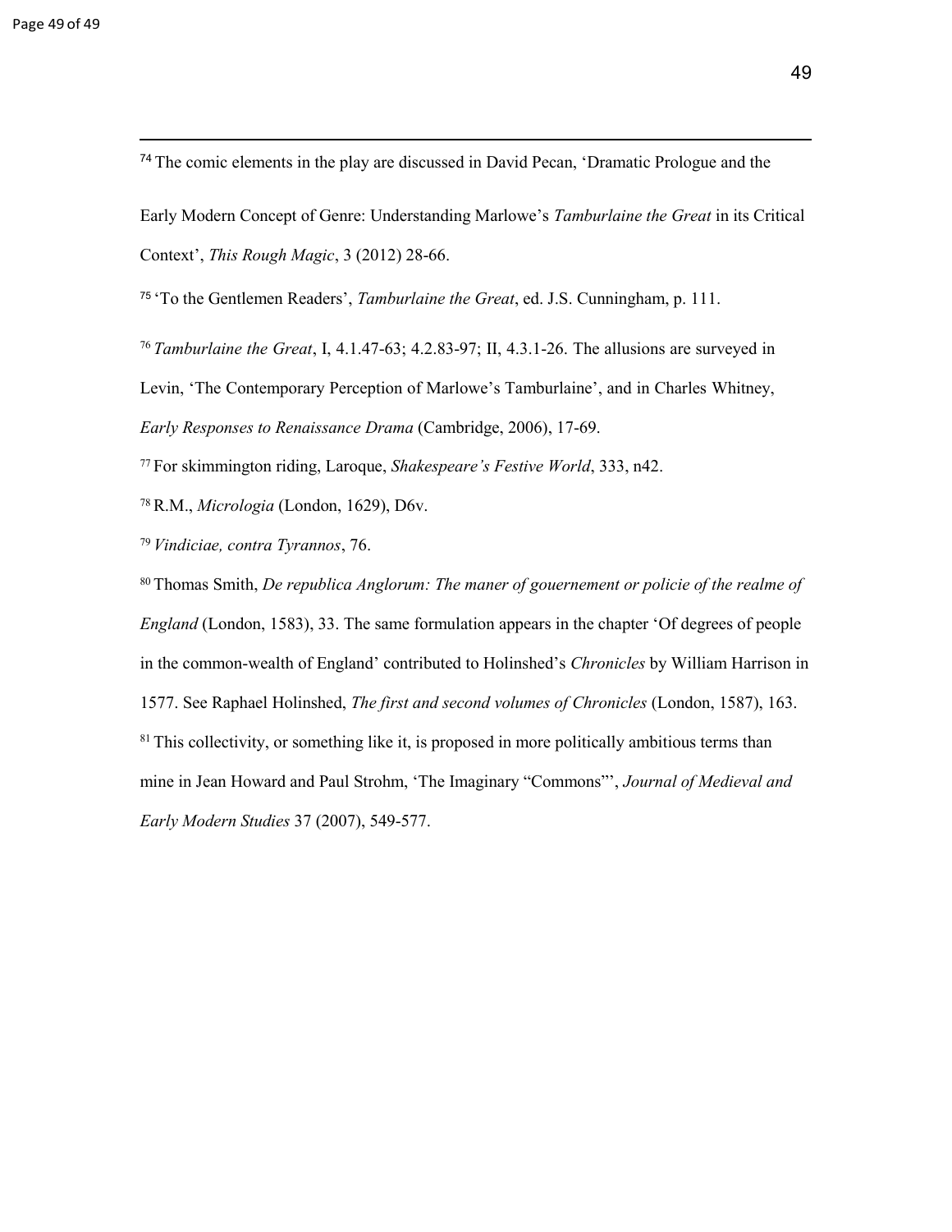[74] The comic elements in the play are discussed in David Pecan, 'Dramatic Prologue and the Early Modern Concept of Genre: Understanding Marlowe's *Tamburlaine the Great* in its Critical Context', *This Rough Magic*, 3 (2012) 28-66.

[75] 'To the Gentlemen Readers', *Tamburlaine the Great*, ed. J.S. Cunningham, p. 111.

[76] *Tamburlaine the Great*, I, 4.1.47-63; 4.2.83-97; II, 4.3.1-26. The allusions are surveyed in Levin, 'The Contemporary Perception of Marlowe's Tamburlaine', and in Charles Whitney, *Early Responses to Renaissance Drama* (Cambridge, 2006), 17-69.

[77] For skimmington riding, Laroque, *Shakespeare's Festive World*, 333, n42.

[78] R.M., *Micrologia* (London, 1629), D6v.

[79] *Vindiciae, contra Tyrannos*, 76.

[80] Thomas Smith, *De republica Anglorum: The maner of gouernement or policie of the realme of England* (London, 1583), 33. The same formulation appears in the chapter 'Of degrees of people in the common-wealth of England' contributed to Holinshed's *Chronicles* by William Harrison in 1577. See Raphael Holinshed, *The first and second volumes of Chronicles* (London, 1587), 163.

[81] This collectivity, or something like it, is proposed in more politically ambitious terms than mine in Jean Howard and Paul Strohm, 'The Imaginary "Commons"', *Journal of Medieval and Early Modern Studies* 37 (2007), 549-577.